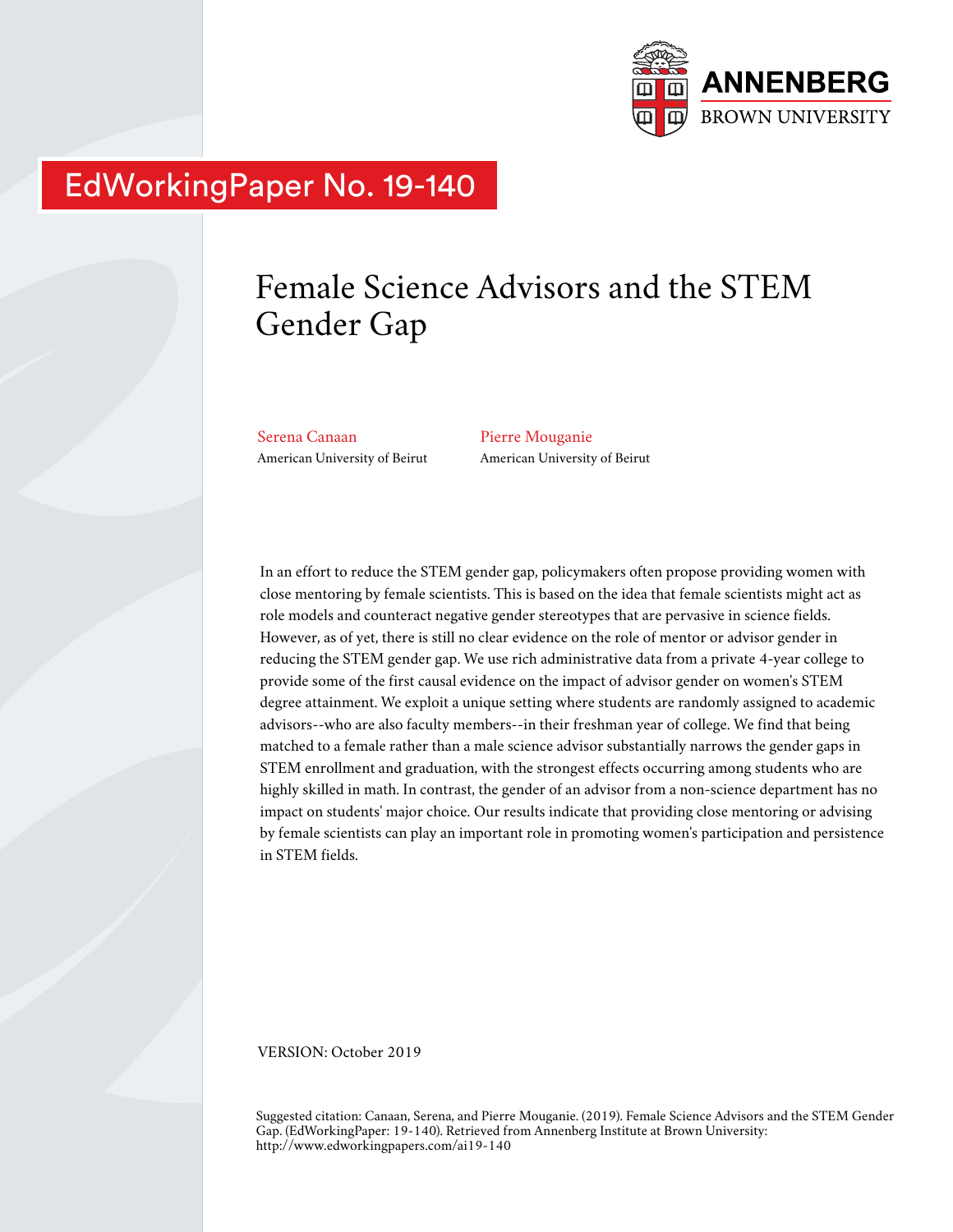EdWorkingPaper No. 19-140

# Female Science Advisors and the STEM Gender Gap

Serena Canaan
American University of Beirut

Pierre Mouganie
American University of Beirut

In an effort to reduce the STEM gender gap, policymakers often propose providing women with close mentoring by female scientists. This is based on the idea that female scientists might act as role models and counteract negative gender stereotypes that are pervasive in science fields. However, as of yet, there is still no clear evidence on the role of mentor or advisor gender in reducing the STEM gender gap. We use rich administrative data from a private 4-year college to provide some of the first causal evidence on the impact of advisor gender on women's STEM degree attainment. We exploit a unique setting where students are randomly assigned to academic advisors--who are also faculty members--in their freshman year of college. We find that being matched to a female rather than a male science advisor substantially narrows the gender gaps in STEM enrollment and graduation, with the strongest effects occurring among students who are highly skilled in math. In contrast, the gender of an advisor from a non-science department has no impact on students' major choice. Our results indicate that providing close mentoring or advising by female scientists can play an important role in promoting women's participation and persistence in STEM fields.

VERSION: October 2019

Suggested citation: Canaan, Serena, and Pierre Mouganie. (2019). Female Science Advisors and the STEM Gender Gap. (EdWorkingPaper: 19-140). Retrieved from Annenberg Institute at Brown University: http://www.edworkingpapers.com/ai19-140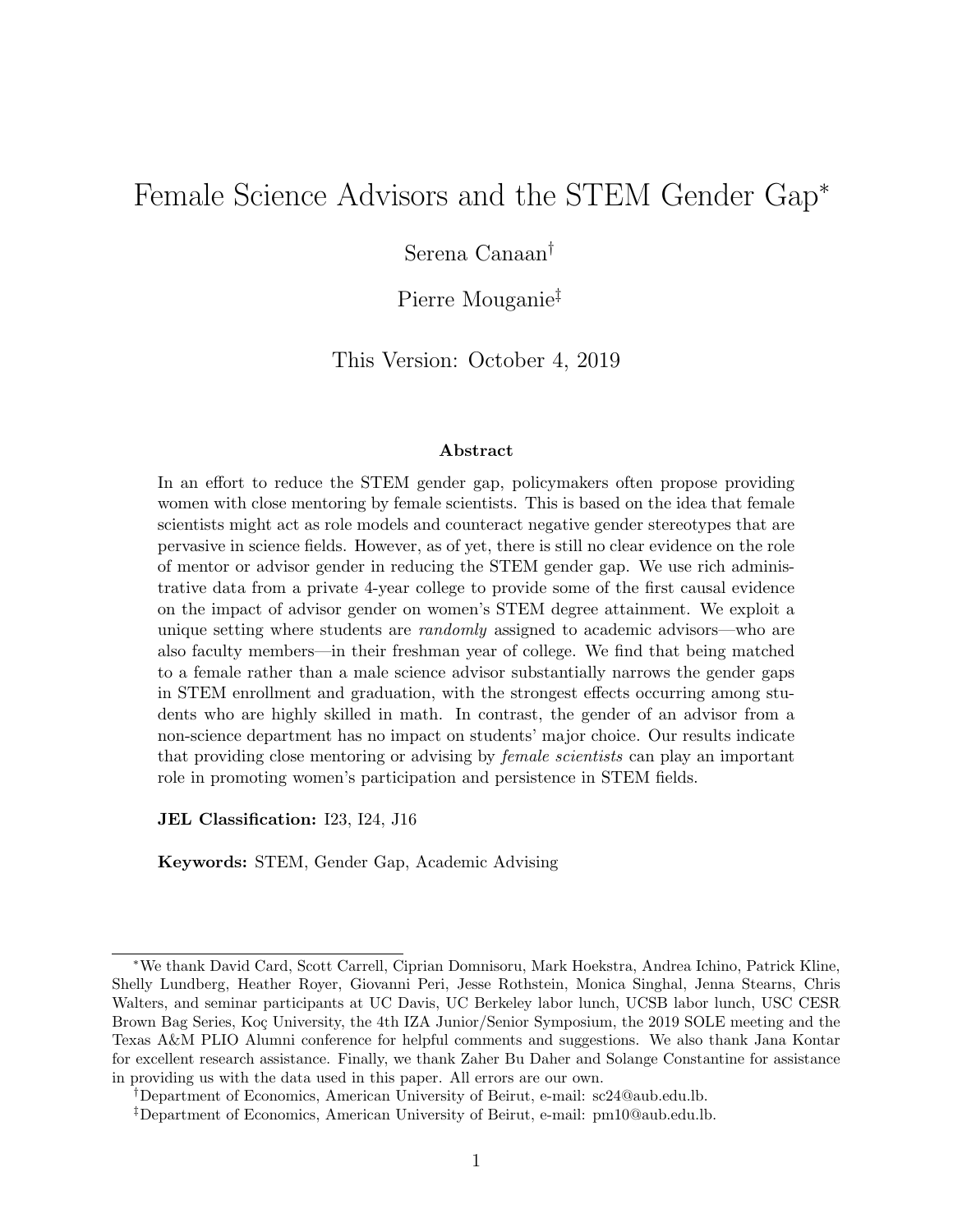# Female Science Advisors and the STEM Gender Gap*

Serena Canaan†

Pierre Mouganie‡

This Version: October 4, 2019

### Abstract

In an effort to reduce the STEM gender gap, policymakers often propose providing women with close mentoring by female scientists. This is based on the idea that female scientists might act as role models and counteract negative gender stereotypes that are pervasive in science fields. However, as of yet, there is still no clear evidence on the role of mentor or advisor gender in reducing the STEM gender gap. We use rich administrative data from a private 4-year college to provide some of the first causal evidence on the impact of advisor gender on women's STEM degree attainment. We exploit a unique setting where students are *randomly* assigned to academic advisors—who are also faculty members—in their freshman year of college. We find that being matched to a female rather than a male science advisor substantially narrows the gender gaps in STEM enrollment and graduation, with the strongest effects occurring among students who are highly skilled in math. In contrast, the gender of an advisor from a non-science department has no impact on students' major choice. Our results indicate that providing close mentoring or advising by *female scientists* can play an important role in promoting women's participation and persistence in STEM fields.

**JEL Classification:** I23, I24, J16

**Keywords:** STEM, Gender Gap, Academic Advising

---

*We thank David Card, Scott Carrell, Ciprian Domnisoru, Mark Hoekstra, Andrea Ichino, Patrick Kline, Shelly Lundberg, Heather Royer, Giovanni Peri, Jesse Rothstein, Monica Singhal, Jenna Stearns, Chris Walters, and seminar participants at UC Davis, UC Berkeley labor lunch, UCSB labor lunch, USC CESR Brown Bag Series, Koç University, the 4th IZA Junior/Senior Symposium, the 2019 SOLE meeting and the Texas A&M PLIO Alumni conference for helpful comments and suggestions. We also thank Jana Kontar for excellent research assistance. Finally, we thank Zaher Bu Daher and Solange Constantine for assistance in providing us with the data used in this paper. All errors are our own.

†Department of Economics, American University of Beirut, e-mail: sc24@aub.edu.lb.

‡Department of Economics, American University of Beirut, e-mail: pm10@aub.edu.lb.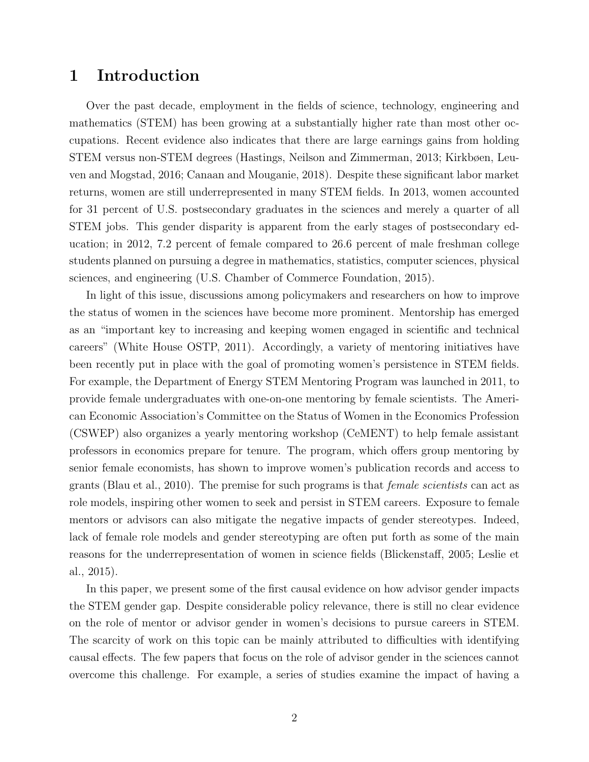# 1 Introduction

Over the past decade, employment in the fields of science, technology, engineering and mathematics (STEM) has been growing at a substantially higher rate than most other occupations. Recent evidence also indicates that there are large earnings gains from holding STEM versus non-STEM degrees (Hastings, Neilson and Zimmerman, 2013; Kirkbøen, Leuven and Mogstad, 2016; Canaan and Mouganie, 2018). Despite these significant labor market returns, women are still underrepresented in many STEM fields. In 2013, women accounted for 31 percent of U.S. postsecondary graduates in the sciences and merely a quarter of all STEM jobs. This gender disparity is apparent from the early stages of postsecondary education; in 2012, 7.2 percent of female compared to 26.6 percent of male freshman college students planned on pursuing a degree in mathematics, statistics, computer sciences, physical sciences, and engineering (U.S. Chamber of Commerce Foundation, 2015).

In light of this issue, discussions among policymakers and researchers on how to improve the status of women in the sciences have become more prominent. Mentorship has emerged as an "important key to increasing and keeping women engaged in scientific and technical careers" (White House OSTP, 2011). Accordingly, a variety of mentoring initiatives have been recently put in place with the goal of promoting women's persistence in STEM fields. For example, the Department of Energy STEM Mentoring Program was launched in 2011, to provide female undergraduates with one-on-one mentoring by female scientists. The American Economic Association's Committee on the Status of Women in the Economics Profession (CSWEP) also organizes a yearly mentoring workshop (CeMENT) to help female assistant professors in economics prepare for tenure. The program, which offers group mentoring by senior female economists, has shown to improve women's publication records and access to grants (Blau et al., 2010). The premise for such programs is that *female scientists* can act as role models, inspiring other women to seek and persist in STEM careers. Exposure to female mentors or advisors can also mitigate the negative impacts of gender stereotypes. Indeed, lack of female role models and gender stereotyping are often put forth as some of the main reasons for the underrepresentation of women in science fields (Blickenstaff, 2005; Leslie et al., 2015).

In this paper, we present some of the first causal evidence on how advisor gender impacts the STEM gender gap. Despite considerable policy relevance, there is still no clear evidence on the role of mentor or advisor gender in women's decisions to pursue careers in STEM. The scarcity of work on this topic can be mainly attributed to difficulties with identifying causal effects. The few papers that focus on the role of advisor gender in the sciences cannot overcome this challenge. For example, a series of studies examine the impact of having a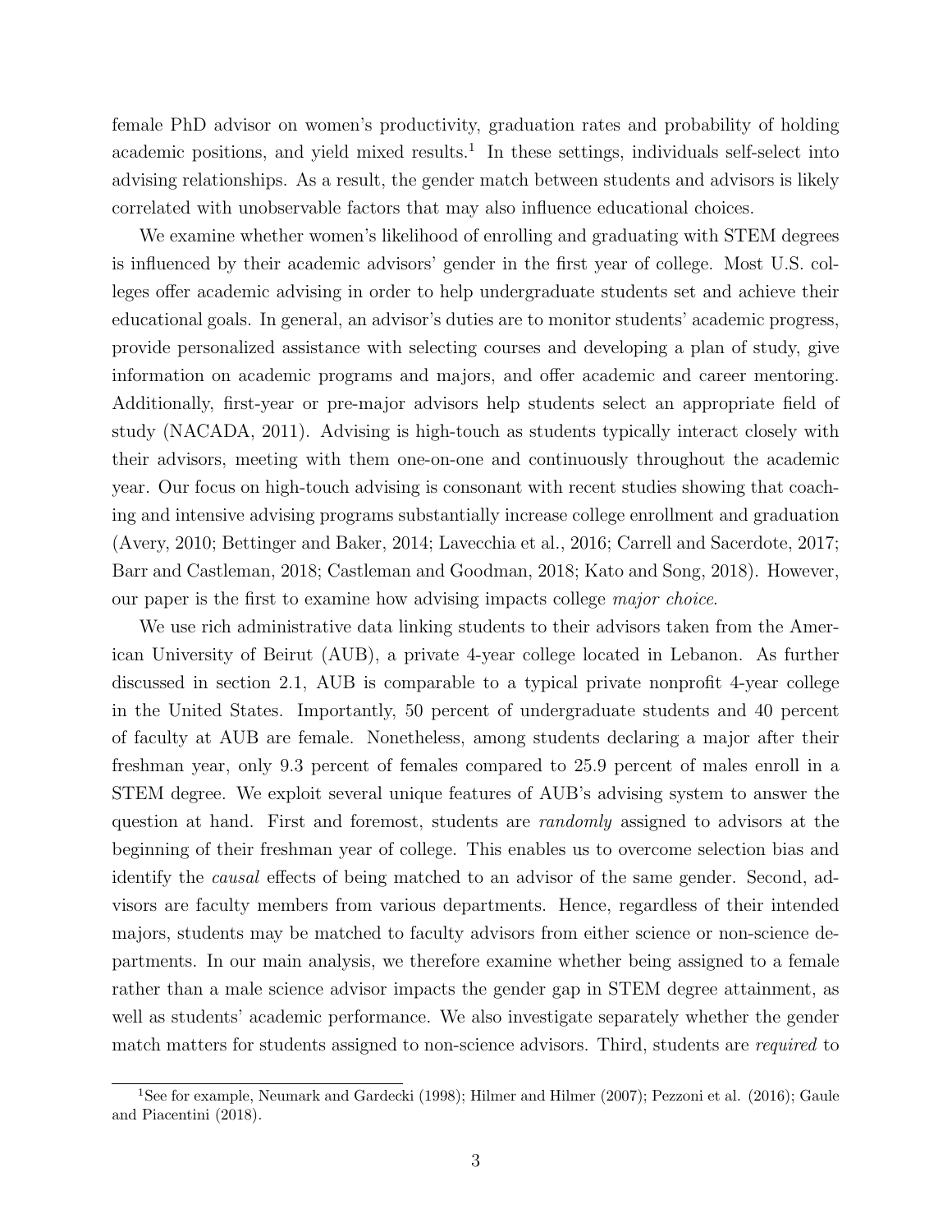female PhD advisor on women's productivity, graduation rates and probability of holding academic positions, and yield mixed results.[1] In these settings, individuals self-select into advising relationships. As a result, the gender match between students and advisors is likely correlated with unobservable factors that may also influence educational choices.

We examine whether women's likelihood of enrolling and graduating with STEM degrees is influenced by their academic advisors' gender in the first year of college. Most U.S. colleges offer academic advising in order to help undergraduate students set and achieve their educational goals. In general, an advisor's duties are to monitor students' academic progress, provide personalized assistance with selecting courses and developing a plan of study, give information on academic programs and majors, and offer academic and career mentoring. Additionally, first-year or pre-major advisors help students select an appropriate field of study (NACADA, 2011). Advising is high-touch as students typically interact closely with their advisors, meeting with them one-on-one and continuously throughout the academic year. Our focus on high-touch advising is consonant with recent studies showing that coaching and intensive advising programs substantially increase college enrollment and graduation (Avery, 2010; Bettinger and Baker, 2014; Lavecchia et al., 2016; Carrell and Sacerdote, 2017; Barr and Castleman, 2018; Castleman and Goodman, 2018; Kato and Song, 2018). However, our paper is the first to examine how advising impacts college *major choice*.

We use rich administrative data linking students to their advisors taken from the American University of Beirut (AUB), a private 4-year college located in Lebanon. As further discussed in section 2.1, AUB is comparable to a typical private nonprofit 4-year college in the United States. Importantly, 50 percent of undergraduate students and 40 percent of faculty at AUB are female. Nonetheless, among students declaring a major after their freshman year, only 9.3 percent of females compared to 25.9 percent of males enroll in a STEM degree. We exploit several unique features of AUB's advising system to answer the question at hand. First and foremost, students are *randomly* assigned to advisors at the beginning of their freshman year of college. This enables us to overcome selection bias and identify the *causal* effects of being matched to an advisor of the same gender. Second, advisors are faculty members from various departments. Hence, regardless of their intended majors, students may be matched to faculty advisors from either science or non-science departments. In our main analysis, we therefore examine whether being assigned to a female rather than a male science advisor impacts the gender gap in STEM degree attainment, as well as students' academic performance. We also investigate separately whether the gender match matters for students assigned to non-science advisors. Third, students are *required* to

[1] See for example, Neumark and Gardecki (1998); Hilmer and Hilmer (2007); Pezzoni et al. (2016); Gaule and Piacentini (2018).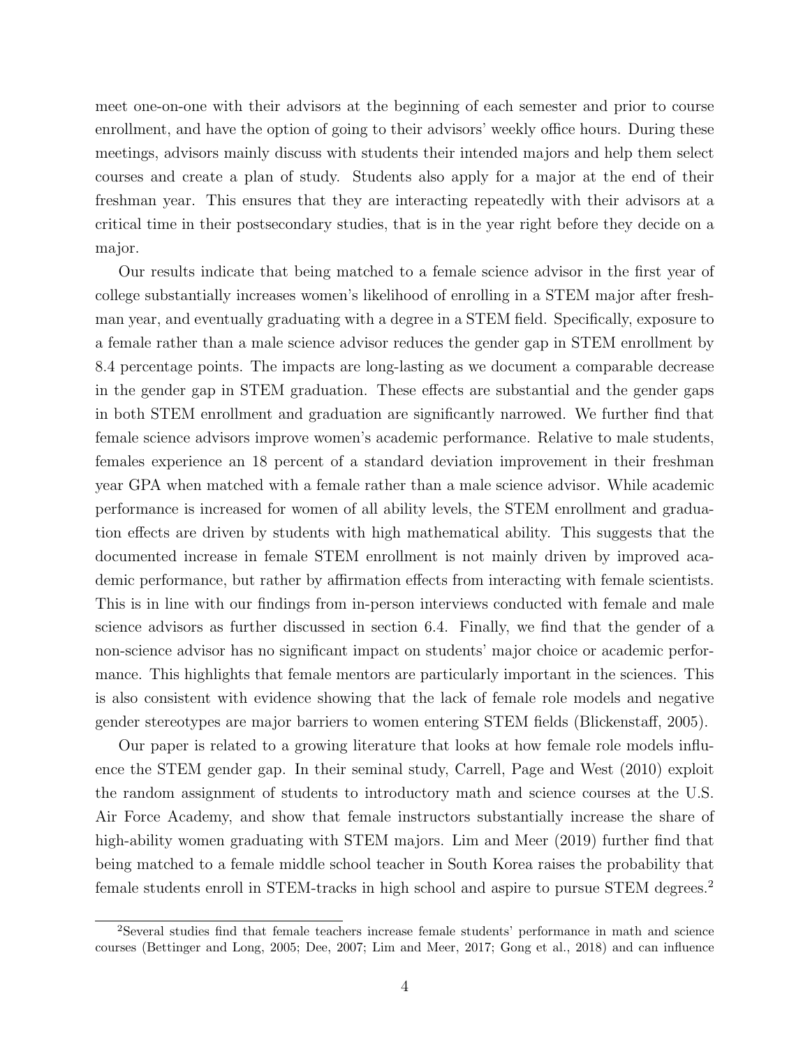meet one-on-one with their advisors at the beginning of each semester and prior to course enrollment, and have the option of going to their advisors' weekly office hours. During these meetings, advisors mainly discuss with students their intended majors and help them select courses and create a plan of study. Students also apply for a major at the end of their freshman year. This ensures that they are interacting repeatedly with their advisors at a critical time in their postsecondary studies, that is in the year right before they decide on a major.

Our results indicate that being matched to a female science advisor in the first year of college substantially increases women's likelihood of enrolling in a STEM major after freshman year, and eventually graduating with a degree in a STEM field. Specifically, exposure to a female rather than a male science advisor reduces the gender gap in STEM enrollment by 8.4 percentage points. The impacts are long-lasting as we document a comparable decrease in the gender gap in STEM graduation. These effects are substantial and the gender gaps in both STEM enrollment and graduation are significantly narrowed. We further find that female science advisors improve women's academic performance. Relative to male students, females experience an 18 percent of a standard deviation improvement in their freshman year GPA when matched with a female rather than a male science advisor. While academic performance is increased for women of all ability levels, the STEM enrollment and graduation effects are driven by students with high mathematical ability. This suggests that the documented increase in female STEM enrollment is not mainly driven by improved academic performance, but rather by affirmation effects from interacting with female scientists. This is in line with our findings from in-person interviews conducted with female and male science advisors as further discussed in section 6.4. Finally, we find that the gender of a non-science advisor has no significant impact on students' major choice or academic performance. This highlights that female mentors are particularly important in the sciences. This is also consistent with evidence showing that the lack of female role models and negative gender stereotypes are major barriers to women entering STEM fields (Blickenstaff, 2005).

Our paper is related to a growing literature that looks at how female role models influence the STEM gender gap. In their seminal study, Carrell, Page and West (2010) exploit the random assignment of students to introductory math and science courses at the U.S. Air Force Academy, and show that female instructors substantially increase the share of high-ability women graduating with STEM majors. Lim and Meer (2019) further find that being matched to a female middle school teacher in South Korea raises the probability that female students enroll in STEM-tracks in high school and aspire to pursue STEM degrees.[2]

[2]Several studies find that female teachers increase female students' performance in math and science courses (Bettinger and Long, 2005; Dee, 2007; Lim and Meer, 2017; Gong et al., 2018) and can influence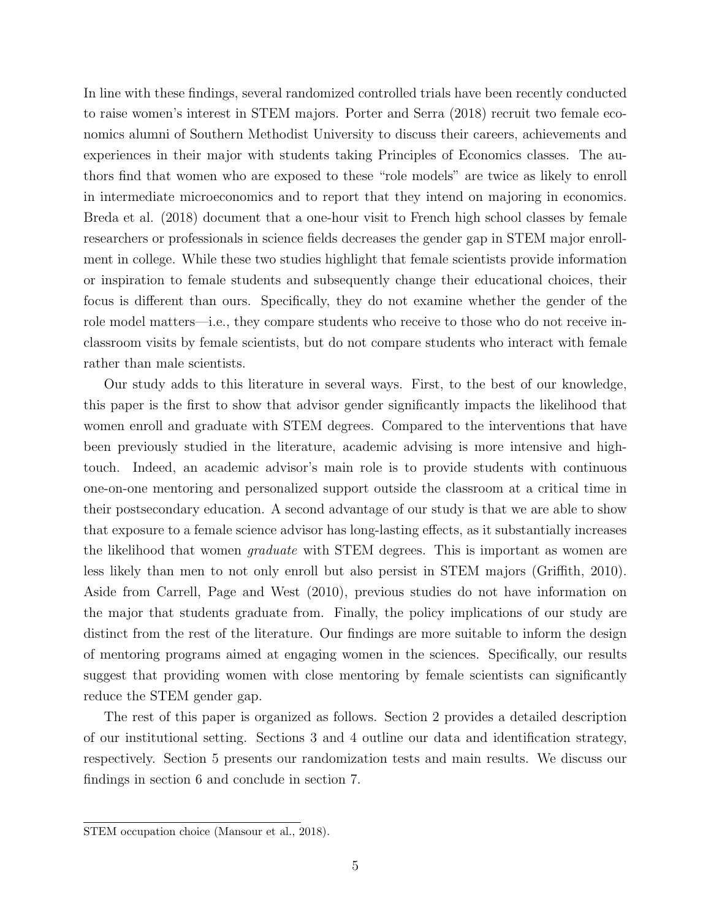In line with these findings, several randomized controlled trials have been recently conducted to raise women's interest in STEM majors. Porter and Serra (2018) recruit two female economics alumni of Southern Methodist University to discuss their careers, achievements and experiences in their major with students taking Principles of Economics classes. The authors find that women who are exposed to these "role models" are twice as likely to enroll in intermediate microeconomics and to report that they intend on majoring in economics. Breda et al. (2018) document that a one-hour visit to French high school classes by female researchers or professionals in science fields decreases the gender gap in STEM major enrollment in college. While these two studies highlight that female scientists provide information or inspiration to female students and subsequently change their educational choices, their focus is different than ours. Specifically, they do not examine whether the gender of the role model matters—i.e., they compare students who receive to those who do not receive in-classroom visits by female scientists, but do not compare students who interact with female rather than male scientists.

Our study adds to this literature in several ways. First, to the best of our knowledge, this paper is the first to show that advisor gender significantly impacts the likelihood that women enroll and graduate with STEM degrees. Compared to the interventions that have been previously studied in the literature, academic advising is more intensive and high-touch. Indeed, an academic advisor's main role is to provide students with continuous one-on-one mentoring and personalized support outside the classroom at a critical time in their postsecondary education. A second advantage of our study is that we are able to show that exposure to a female science advisor has long-lasting effects, as it substantially increases the likelihood that women *graduate* with STEM degrees. This is important as women are less likely than men to not only enroll but also persist in STEM majors (Griffith, 2010). Aside from Carrell, Page and West (2010), previous studies do not have information on the major that students graduate from. Finally, the policy implications of our study are distinct from the rest of the literature. Our findings are more suitable to inform the design of mentoring programs aimed at engaging women in the sciences. Specifically, our results suggest that providing women with close mentoring by female scientists can significantly reduce the STEM gender gap.

The rest of this paper is organized as follows. Section 2 provides a detailed description of our institutional setting. Sections 3 and 4 outline our data and identification strategy, respectively. Section 5 presents our randomization tests and main results. We discuss our findings in section 6 and conclude in section 7.

STEM occupation choice (Mansour et al., 2018).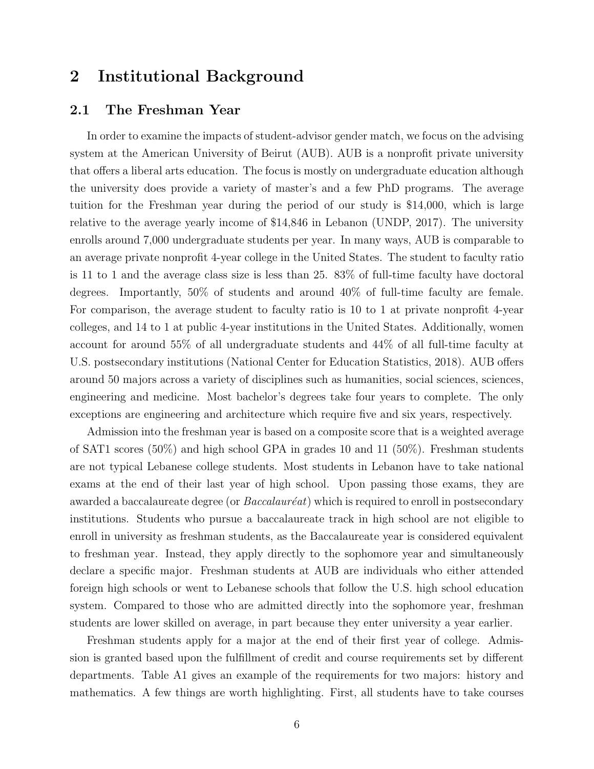## 2 Institutional Background

### 2.1 The Freshman Year

In order to examine the impacts of student-advisor gender match, we focus on the advising system at the American University of Beirut (AUB). AUB is a nonprofit private university that offers a liberal arts education. The focus is mostly on undergraduate education although the university does provide a variety of master's and a few PhD programs. The average tuition for the Freshman year during the period of our study is $14,000, which is large relative to the average yearly income of $14,846 in Lebanon (UNDP, 2017). The university enrolls around 7,000 undergraduate students per year. In many ways, AUB is comparable to an average private nonprofit 4-year college in the United States. The student to faculty ratio is 11 to 1 and the average class size is less than 25. 83% of full-time faculty have doctoral degrees. Importantly, 50% of students and around 40% of full-time faculty are female. For comparison, the average student to faculty ratio is 10 to 1 at private nonprofit 4-year colleges, and 14 to 1 at public 4-year institutions in the United States. Additionally, women account for around 55% of all undergraduate students and 44% of all full-time faculty at U.S. postsecondary institutions (National Center for Education Statistics, 2018). AUB offers around 50 majors across a variety of disciplines such as humanities, social sciences, sciences, engineering and medicine. Most bachelor's degrees take four years to complete. The only exceptions are engineering and architecture which require five and six years, respectively.

Admission into the freshman year is based on a composite score that is a weighted average of SAT1 scores (50%) and high school GPA in grades 10 and 11 (50%). Freshman students are not typical Lebanese college students. Most students in Lebanon have to take national exams at the end of their last year of high school. Upon passing those exams, they are awarded a baccalaureate degree (or *Baccalauréat*) which is required to enroll in postsecondary institutions. Students who pursue a baccalaureate track in high school are not eligible to enroll in university as freshman students, as the Baccalaureate year is considered equivalent to freshman year. Instead, they apply directly to the sophomore year and simultaneously declare a specific major. Freshman students at AUB are individuals who either attended foreign high schools or went to Lebanese schools that follow the U.S. high school education system. Compared to those who are admitted directly into the sophomore year, freshman students are lower skilled on average, in part because they enter university a year earlier.

Freshman students apply for a major at the end of their first year of college. Admission is granted based upon the fulfillment of credit and course requirements set by different departments. Table A1 gives an example of the requirements for two majors: history and mathematics. A few things are worth highlighting. First, all students have to take courses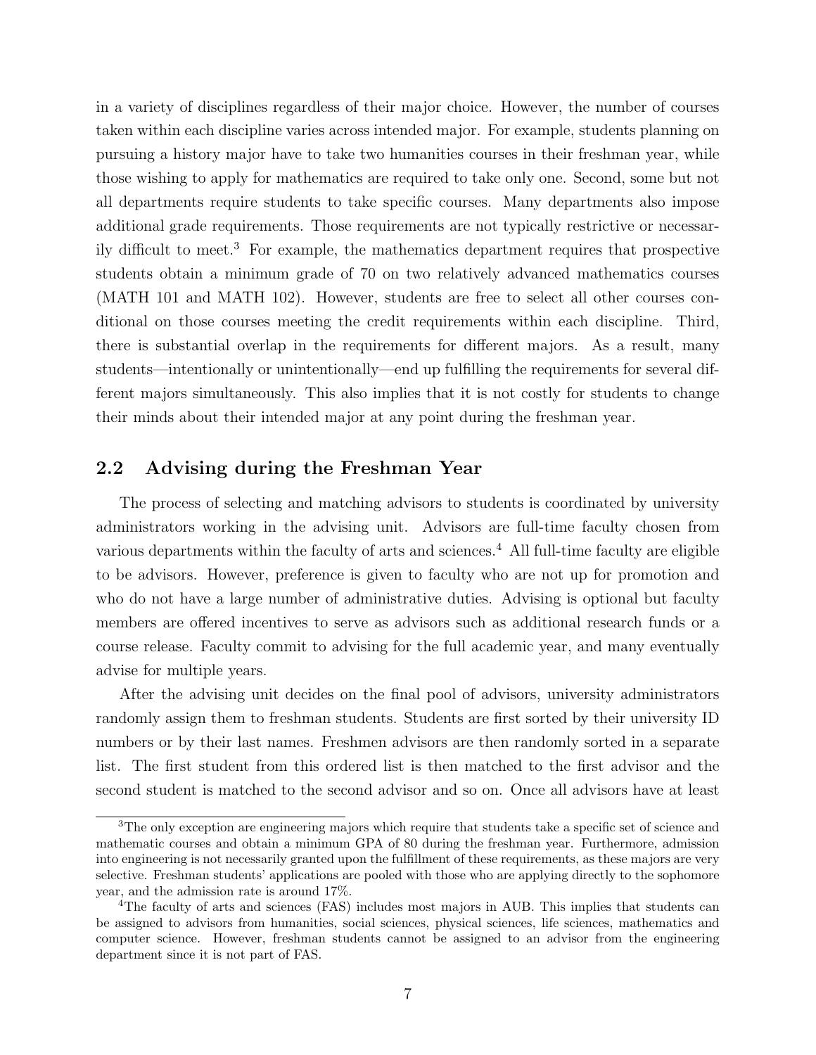in a variety of disciplines regardless of their major choice. However, the number of courses taken within each discipline varies across intended major. For example, students planning on pursuing a history major have to take two humanities courses in their freshman year, while those wishing to apply for mathematics are required to take only one. Second, some but not all departments require students to take specific courses. Many departments also impose additional grade requirements. Those requirements are not typically restrictive or necessarily difficult to meet.[3] For example, the mathematics department requires that prospective students obtain a minimum grade of 70 on two relatively advanced mathematics courses (MATH 101 and MATH 102). However, students are free to select all other courses conditional on those courses meeting the credit requirements within each discipline. Third, there is substantial overlap in the requirements for different majors. As a result, many students—intentionally or unintentionally—end up fulfilling the requirements for several different majors simultaneously. This also implies that it is not costly for students to change their minds about their intended major at any point during the freshman year.

## 2.2 Advising during the Freshman Year

The process of selecting and matching advisors to students is coordinated by university administrators working in the advising unit. Advisors are full-time faculty chosen from various departments within the faculty of arts and sciences.[4] All full-time faculty are eligible to be advisors. However, preference is given to faculty who are not up for promotion and who do not have a large number of administrative duties. Advising is optional but faculty members are offered incentives to serve as advisors such as additional research funds or a course release. Faculty commit to advising for the full academic year, and many eventually advise for multiple years.

After the advising unit decides on the final pool of advisors, university administrators randomly assign them to freshman students. Students are first sorted by their university ID numbers or by their last names. Freshmen advisors are then randomly sorted in a separate list. The first student from this ordered list is then matched to the first advisor and the second student is matched to the second advisor and so on. Once all advisors have at least

---

[3] The only exception are engineering majors which require that students take a specific set of science and mathematic courses and obtain a minimum GPA of 80 during the freshman year. Furthermore, admission into engineering is not necessarily granted upon the fulfillment of these requirements, as these majors are very selective. Freshman students' applications are pooled with those who are applying directly to the sophomore year, and the admission rate is around 17%.

[4] The faculty of arts and sciences (FAS) includes most majors in AUB. This implies that students can be assigned to advisors from humanities, social sciences, physical sciences, life sciences, mathematics and computer science. However, freshman students cannot be assigned to an advisor from the engineering department since it is not part of FAS.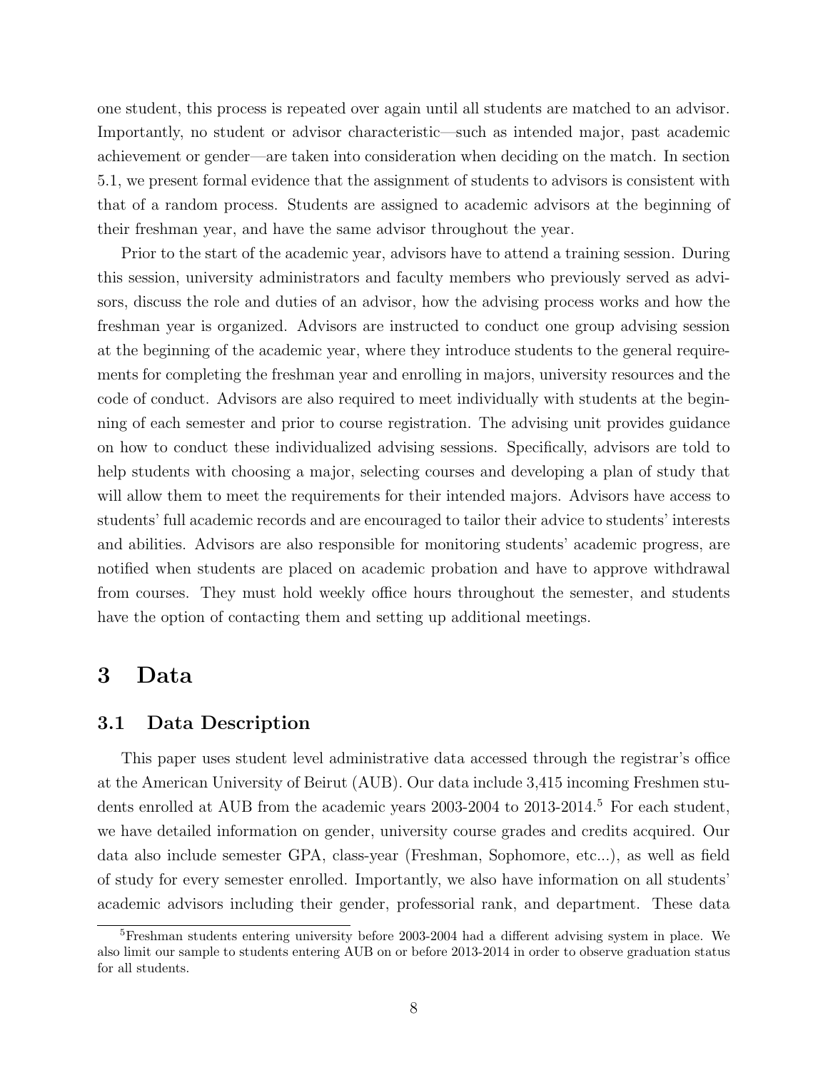one student, this process is repeated over again until all students are matched to an advisor. Importantly, no student or advisor characteristic—such as intended major, past academic achievement or gender—are taken into consideration when deciding on the match. In section 5.1, we present formal evidence that the assignment of students to advisors is consistent with that of a random process. Students are assigned to academic advisors at the beginning of their freshman year, and have the same advisor throughout the year.

Prior to the start of the academic year, advisors have to attend a training session. During this session, university administrators and faculty members who previously served as advisors, discuss the role and duties of an advisor, how the advising process works and how the freshman year is organized. Advisors are instructed to conduct one group advising session at the beginning of the academic year, where they introduce students to the general requirements for completing the freshman year and enrolling in majors, university resources and the code of conduct. Advisors are also required to meet individually with students at the beginning of each semester and prior to course registration. The advising unit provides guidance on how to conduct these individualized advising sessions. Specifically, advisors are told to help students with choosing a major, selecting courses and developing a plan of study that will allow them to meet the requirements for their intended majors. Advisors have access to students' full academic records and are encouraged to tailor their advice to students' interests and abilities. Advisors are also responsible for monitoring students' academic progress, are notified when students are placed on academic probation and have to approve withdrawal from courses. They must hold weekly office hours throughout the semester, and students have the option of contacting them and setting up additional meetings.

# 3 Data

## 3.1 Data Description

This paper uses student level administrative data accessed through the registrar's office at the American University of Beirut (AUB). Our data include 3,415 incoming Freshmen students enrolled at AUB from the academic years 2003-2004 to 2013-2014.[5] For each student, we have detailed information on gender, university course grades and credits acquired. Our data also include semester GPA, class-year (Freshman, Sophomore, etc...), as well as field of study for every semester enrolled. Importantly, we also have information on all students' academic advisors including their gender, professorial rank, and department. These data

[5] Freshman students entering university before 2003-2004 had a different advising system in place. We also limit our sample to students entering AUB on or before 2013-2014 in order to observe graduation status for all students.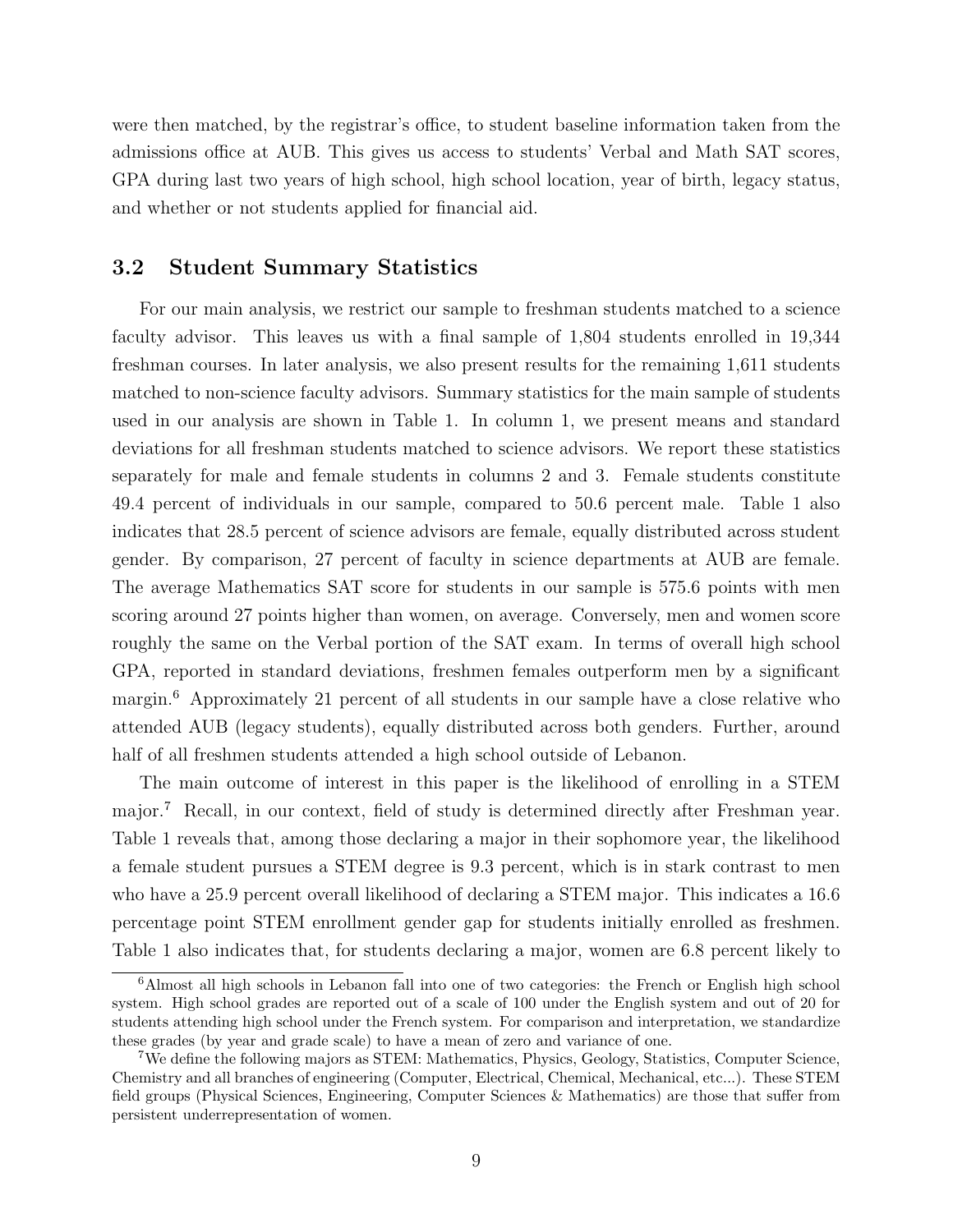were then matched, by the registrar's office, to student baseline information taken from the admissions office at AUB. This gives us access to students' Verbal and Math SAT scores, GPA during last two years of high school, high school location, year of birth, legacy status, and whether or not students applied for financial aid.

### 3.2 Student Summary Statistics

For our main analysis, we restrict our sample to freshman students matched to a science faculty advisor. This leaves us with a final sample of 1,804 students enrolled in 19,344 freshman courses. In later analysis, we also present results for the remaining 1,611 students matched to non-science faculty advisors. Summary statistics for the main sample of students used in our analysis are shown in Table 1. In column 1, we present means and standard deviations for all freshman students matched to science advisors. We report these statistics separately for male and female students in columns 2 and 3. Female students constitute 49.4 percent of individuals in our sample, compared to 50.6 percent male. Table 1 also indicates that 28.5 percent of science advisors are female, equally distributed across student gender. By comparison, 27 percent of faculty in science departments at AUB are female. The average Mathematics SAT score for students in our sample is 575.6 points with men scoring around 27 points higher than women, on average. Conversely, men and women score roughly the same on the Verbal portion of the SAT exam. In terms of overall high school GPA, reported in standard deviations, freshmen females outperform men by a significant margin.[6] Approximately 21 percent of all students in our sample have a close relative who attended AUB (legacy students), equally distributed across both genders. Further, around half of all freshmen students attended a high school outside of Lebanon.

The main outcome of interest in this paper is the likelihood of enrolling in a STEM major.[7] Recall, in our context, field of study is determined directly after Freshman year. Table 1 reveals that, among those declaring a major in their sophomore year, the likelihood a female student pursues a STEM degree is 9.3 percent, which is in stark contrast to men who have a 25.9 percent overall likelihood of declaring a STEM major. This indicates a 16.6 percentage point STEM enrollment gender gap for students initially enrolled as freshmen. Table 1 also indicates that, for students declaring a major, women are 6.8 percent likely to

[6] Almost all high schools in Lebanon fall into one of two categories: the French or English high school system. High school grades are reported out of a scale of 100 under the English system and out of 20 for students attending high school under the French system. For comparison and interpretation, we standardize these grades (by year and grade scale) to have a mean of zero and variance of one.

[7] We define the following majors as STEM: Mathematics, Physics, Geology, Statistics, Computer Science, Chemistry and all branches of engineering (Computer, Electrical, Chemical, Mechanical, etc...). These STEM field groups (Physical Sciences, Engineering, Computer Sciences & Mathematics) are those that suffer from persistent underrepresentation of women.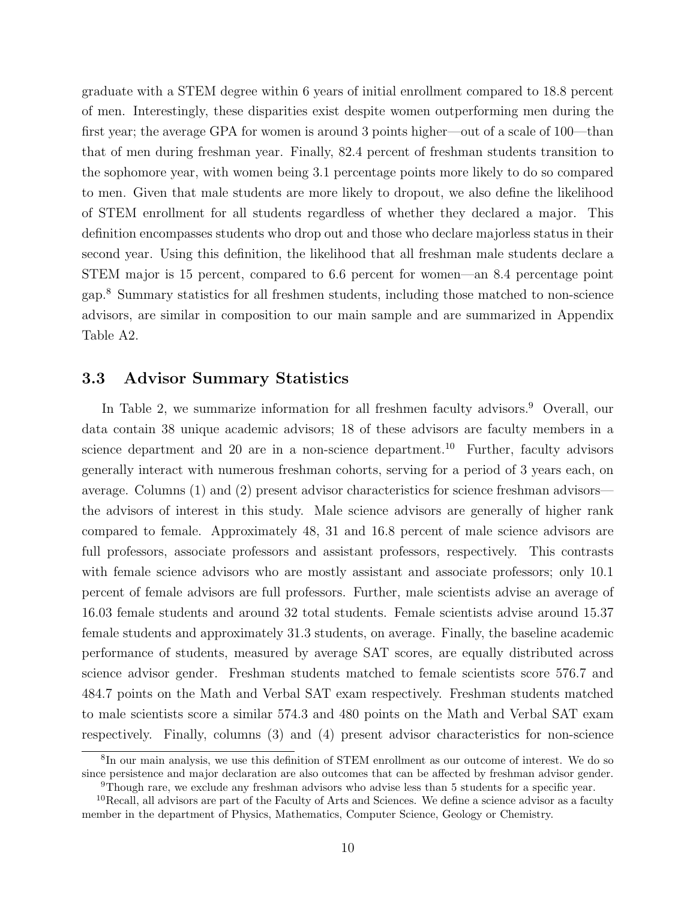graduate with a STEM degree within 6 years of initial enrollment compared to 18.8 percent of men. Interestingly, these disparities exist despite women outperforming men during the first year; the average GPA for women is around 3 points higher—out of a scale of 100—than that of men during freshman year. Finally, 82.4 percent of freshman students transition to the sophomore year, with women being 3.1 percentage points more likely to do so compared to men. Given that male students are more likely to dropout, we also define the likelihood of STEM enrollment for all students regardless of whether they declared a major. This definition encompasses students who drop out and those who declare majorless status in their second year. Using this definition, the likelihood that all freshman male students declare a STEM major is 15 percent, compared to 6.6 percent for women—an 8.4 percentage point gap.[8] Summary statistics for all freshmen students, including those matched to non-science advisors, are similar in composition to our main sample and are summarized in Appendix Table A2.

### 3.3 Advisor Summary Statistics

In Table 2, we summarize information for all freshmen faculty advisors.[9] Overall, our data contain 38 unique academic advisors; 18 of these advisors are faculty members in a science department and 20 are in a non-science department.[10] Further, faculty advisors generally interact with numerous freshman cohorts, serving for a period of 3 years each, on average. Columns (1) and (2) present advisor characteristics for science freshman advisors—the advisors of interest in this study. Male science advisors are generally of higher rank compared to female. Approximately 48, 31 and 16.8 percent of male science advisors are full professors, associate professors and assistant professors, respectively. This contrasts with female science advisors who are mostly assistant and associate professors; only 10.1 percent of female advisors are full professors. Further, male scientists advise an average of 16.03 female students and around 32 total students. Female scientists advise around 15.37 female students and approximately 31.3 students, on average. Finally, the baseline academic performance of students, measured by average SAT scores, are equally distributed across science advisor gender. Freshman students matched to female scientists score 576.7 and 484.7 points on the Math and Verbal SAT exam respectively. Freshman students matched to male scientists score a similar 574.3 and 480 points on the Math and Verbal SAT exam respectively. Finally, columns (3) and (4) present advisor characteristics for non-science

[8] In our main analysis, we use this definition of STEM enrollment as our outcome of interest. We do so since persistence and major declaration are also outcomes that can be affected by freshman advisor gender.

[9] Though rare, we exclude any freshman advisors who advise less than 5 students for a specific year.

[10] Recall, all advisors are part of the Faculty of Arts and Sciences. We define a science advisor as a faculty member in the department of Physics, Mathematics, Computer Science, Geology or Chemistry.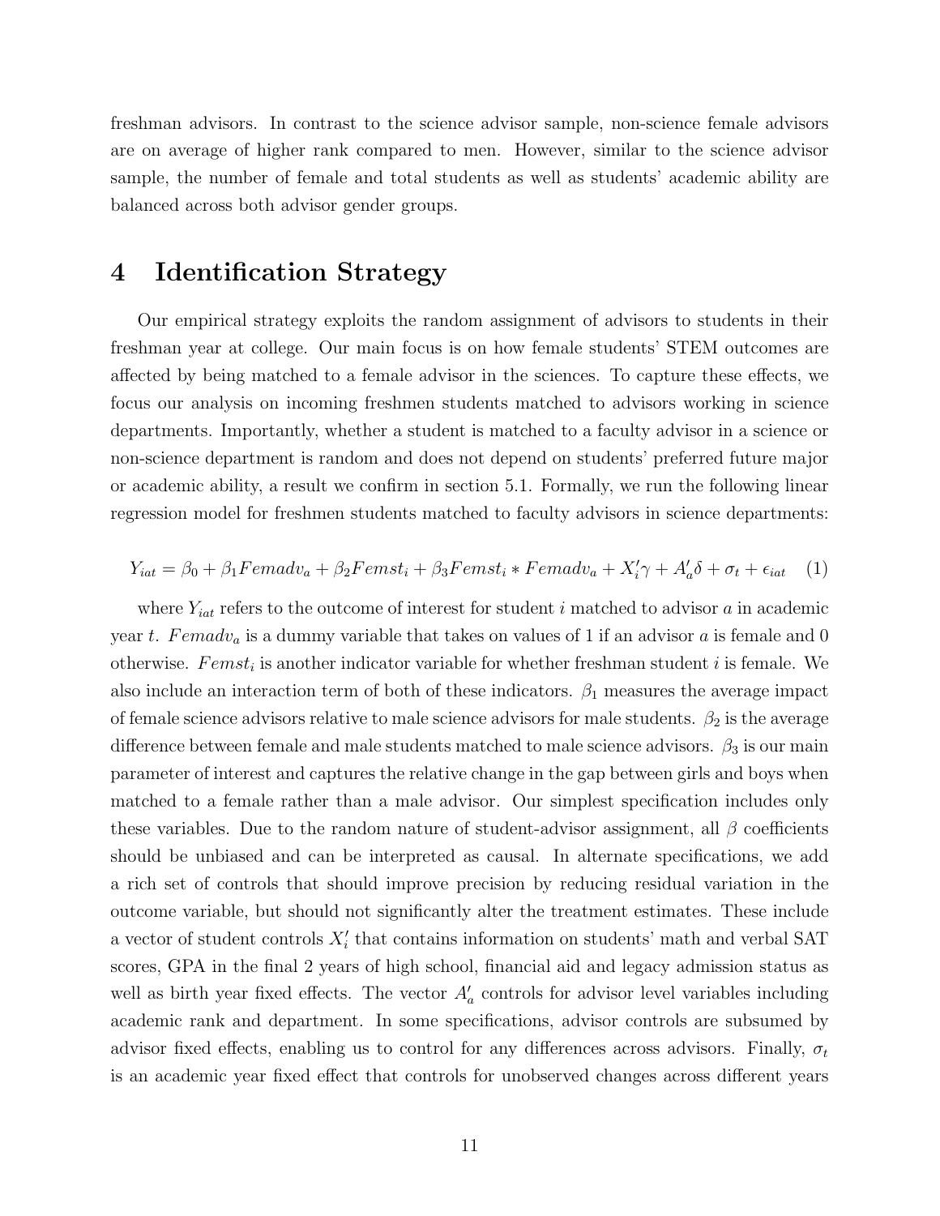freshman advisors. In contrast to the science advisor sample, non-science female advisors are on average of higher rank compared to men. However, similar to the science advisor sample, the number of female and total students as well as students' academic ability are balanced across both advisor gender groups.

# 4 Identification Strategy

Our empirical strategy exploits the random assignment of advisors to students in their freshman year at college. Our main focus is on how female students' STEM outcomes are affected by being matched to a female advisor in the sciences. To capture these effects, we focus our analysis on incoming freshmen students matched to advisors working in science departments. Importantly, whether a student is matched to a faculty advisor in a science or non-science department is random and does not depend on students' preferred future major or academic ability, a result we confirm in section 5.1. Formally, we run the following linear regression model for freshmen students matched to faculty advisors in science departments:

$$Y_{iat} = \beta_0 + \beta_1 Femadv_a + \beta_2 Femst_i + \beta_3 Femst_i * Femadv_a + X_i'\gamma + A_a'\delta + \sigma_t + \epsilon_{iat} \quad (1)$$

where $Y_{iat}$ refers to the outcome of interest for student $i$ matched to advisor $a$ in academic year $t$. $Femadv_a$ is a dummy variable that takes on values of 1 if an advisor $a$ is female and 0 otherwise. $Femst_i$ is another indicator variable for whether freshman student $i$ is female. We also include an interaction term of both of these indicators. $\beta_1$ measures the average impact of female science advisors relative to male science advisors for male students. $\beta_2$ is the average difference between female and male students matched to male science advisors. $\beta_3$ is our main parameter of interest and captures the relative change in the gap between girls and boys when matched to a female rather than a male advisor. Our simplest specification includes only these variables. Due to the random nature of student-advisor assignment, all $\beta$ coefficients should be unbiased and can be interpreted as causal. In alternate specifications, we add a rich set of controls that should improve precision by reducing residual variation in the outcome variable, but should not significantly alter the treatment estimates. These include a vector of student controls $X_i'$ that contains information on students' math and verbal SAT scores, GPA in the final 2 years of high school, financial aid and legacy admission status as well as birth year fixed effects. The vector $A_a'$ controls for advisor level variables including academic rank and department. In some specifications, advisor controls are subsumed by advisor fixed effects, enabling us to control for any differences across advisors. Finally, $\sigma_t$ is an academic year fixed effect that controls for unobserved changes across different years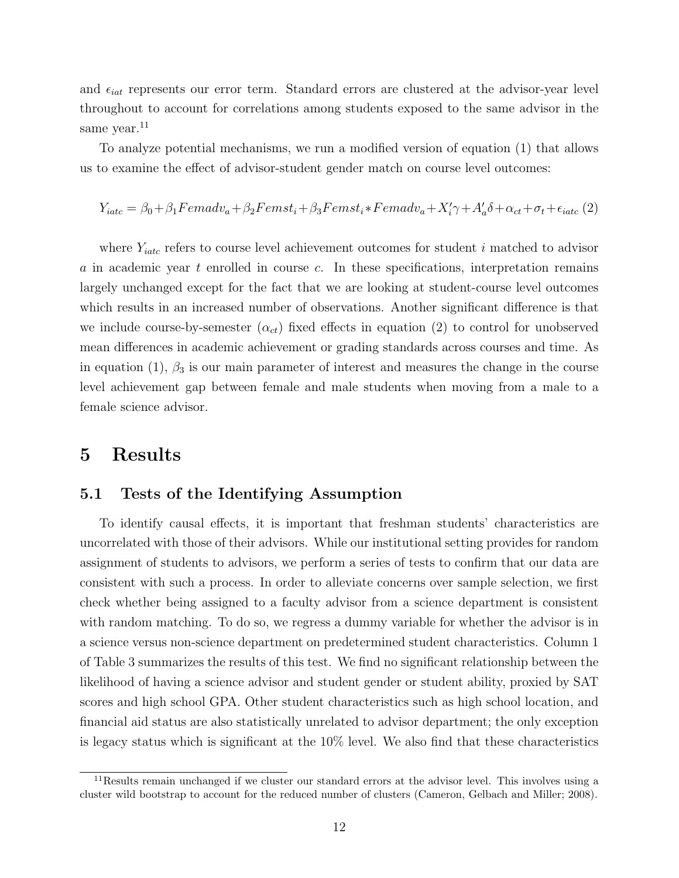and $\epsilon_{iat}$ represents our error term. Standard errors are clustered at the advisor-year level throughout to account for correlations among students exposed to the same advisor in the same year.[11]

To analyze potential mechanisms, we run a modified version of equation (1) that allows us to examine the effect of advisor-student gender match on course level outcomes:

$$Y_{iatc} = \beta_0 + \beta_1 Femadv_a + \beta_2 Femst_i + \beta_3 Femst_i * Femadv_a + X_i'\gamma + A_a'\delta + \alpha_{ct} + \sigma_t + \epsilon_{iatc} \quad (2)$$

where $Y_{iatc}$ refers to course level achievement outcomes for student $i$ matched to advisor $a$ in academic year $t$ enrolled in course $c$. In these specifications, interpretation remains largely unchanged except for the fact that we are looking at student-course level outcomes which results in an increased number of observations. Another significant difference is that we include course-by-semester ($\alpha_{ct}$) fixed effects in equation (2) to control for unobserved mean differences in academic achievement or grading standards across courses and time. As in equation (1), $\beta_3$ is our main parameter of interest and measures the change in the course level achievement gap between female and male students when moving from a male to a female science advisor.

# 5 Results

## 5.1 Tests of the Identifying Assumption

To identify causal effects, it is important that freshman students' characteristics are uncorrelated with those of their advisors. While our institutional setting provides for random assignment of students to advisors, we perform a series of tests to confirm that our data are consistent with such a process. In order to alleviate concerns over sample selection, we first check whether being assigned to a faculty advisor from a science department is consistent with random matching. To do so, we regress a dummy variable for whether the advisor is in a science versus non-science department on predetermined student characteristics. Column 1 of Table 3 summarizes the results of this test. We find no significant relationship between the likelihood of having a science advisor and student gender or student ability, proxied by SAT scores and high school GPA. Other student characteristics such as high school location, and financial aid status are also statistically unrelated to advisor department; the only exception is legacy status which is significant at the 10% level. We also find that these characteristics

[11] Results remain unchanged if we cluster our standard errors at the advisor level. This involves using a cluster wild bootstrap to account for the reduced number of clusters (Cameron, Gelbach and Miller; 2008).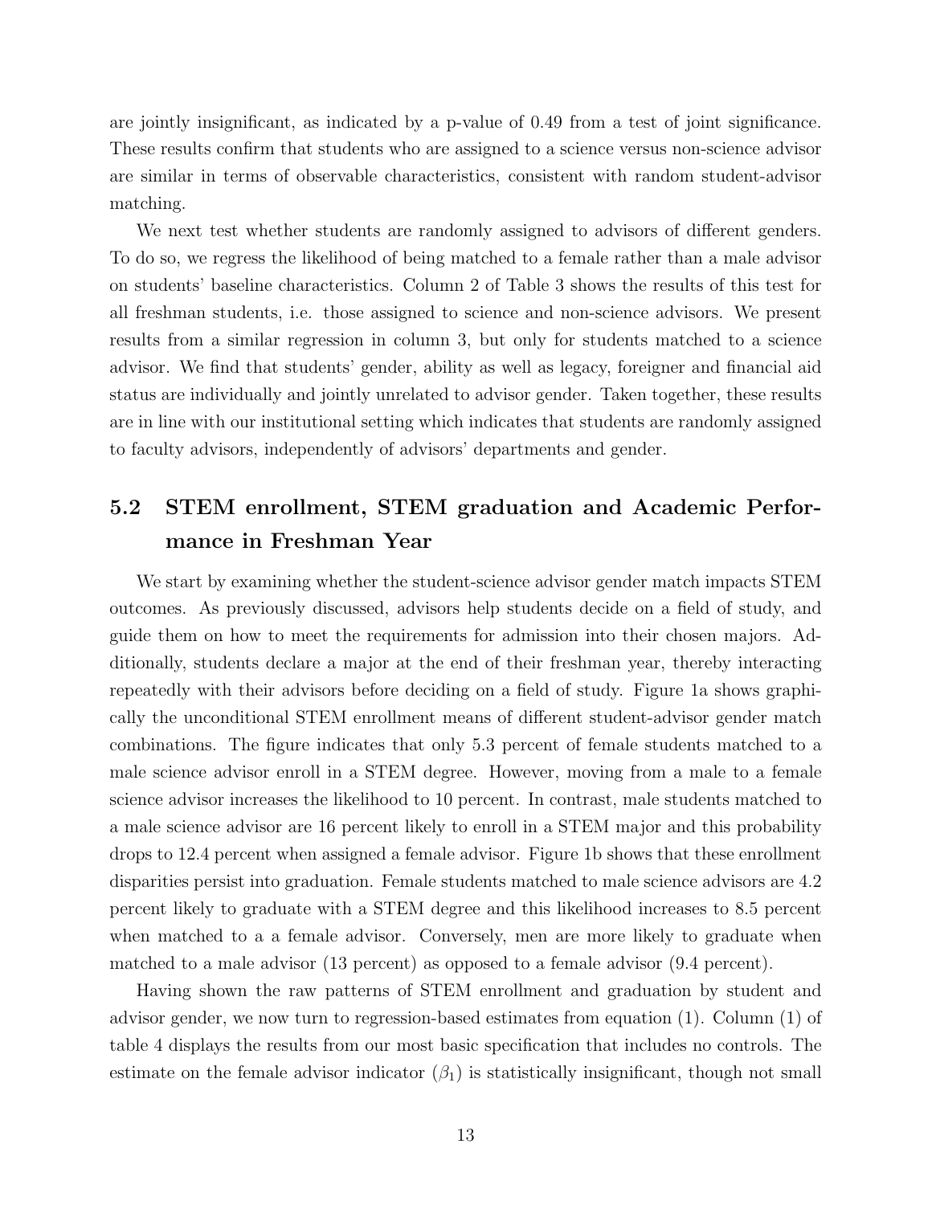are jointly insignificant, as indicated by a p-value of 0.49 from a test of joint significance. These results confirm that students who are assigned to a science versus non-science advisor are similar in terms of observable characteristics, consistent with random student-advisor matching.

We next test whether students are randomly assigned to advisors of different genders. To do so, we regress the likelihood of being matched to a female rather than a male advisor on students' baseline characteristics. Column 2 of Table 3 shows the results of this test for all freshman students, i.e. those assigned to science and non-science advisors. We present results from a similar regression in column 3, but only for students matched to a science advisor. We find that students' gender, ability as well as legacy, foreigner and financial aid status are individually and jointly unrelated to advisor gender. Taken together, these results are in line with our institutional setting which indicates that students are randomly assigned to faculty advisors, independently of advisors' departments and gender.

## 5.2 STEM enrollment, STEM graduation and Academic Performance in Freshman Year

We start by examining whether the student-science advisor gender match impacts STEM outcomes. As previously discussed, advisors help students decide on a field of study, and guide them on how to meet the requirements for admission into their chosen majors. Additionally, students declare a major at the end of their freshman year, thereby interacting repeatedly with their advisors before deciding on a field of study. Figure 1a shows graphically the unconditional STEM enrollment means of different student-advisor gender match combinations. The figure indicates that only 5.3 percent of female students matched to a male science advisor enroll in a STEM degree. However, moving from a male to a female science advisor increases the likelihood to 10 percent. In contrast, male students matched to a male science advisor are 16 percent likely to enroll in a STEM major and this probability drops to 12.4 percent when assigned a female advisor. Figure 1b shows that these enrollment disparities persist into graduation. Female students matched to male science advisors are 4.2 percent likely to graduate with a STEM degree and this likelihood increases to 8.5 percent when matched to a a female advisor. Conversely, men are more likely to graduate when matched to a male advisor (13 percent) as opposed to a female advisor (9.4 percent).

Having shown the raw patterns of STEM enrollment and graduation by student and advisor gender, we now turn to regression-based estimates from equation (1). Column (1) of table 4 displays the results from our most basic specification that includes no controls. The estimate on the female advisor indicator ($\beta_1$) is statistically insignificant, though not small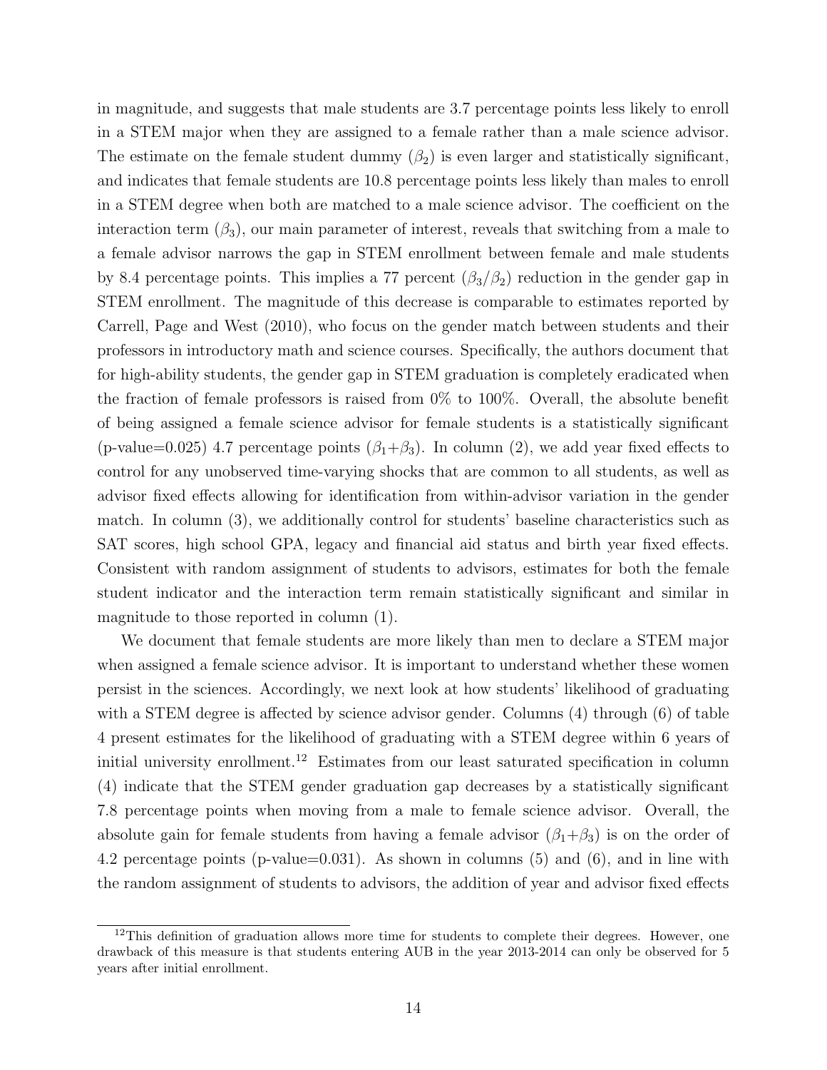in magnitude, and suggests that male students are 3.7 percentage points less likely to enroll in a STEM major when they are assigned to a female rather than a male science advisor. The estimate on the female student dummy ($\beta_2$) is even larger and statistically significant, and indicates that female students are 10.8 percentage points less likely than males to enroll in a STEM degree when both are matched to a male science advisor. The coefficient on the interaction term ($\beta_3$), our main parameter of interest, reveals that switching from a male to a female advisor narrows the gap in STEM enrollment between female and male students by 8.4 percentage points. This implies a 77 percent ($\beta_3/\beta_2$) reduction in the gender gap in STEM enrollment. The magnitude of this decrease is comparable to estimates reported by Carrell, Page and West (2010), who focus on the gender match between students and their professors in introductory math and science courses. Specifically, the authors document that for high-ability students, the gender gap in STEM graduation is completely eradicated when the fraction of female professors is raised from 0% to 100%. Overall, the absolute benefit of being assigned a female science advisor for female students is a statistically significant (p-value=0.025) 4.7 percentage points ($\beta_1$+$\beta_3$). In column (2), we add year fixed effects to control for any unobserved time-varying shocks that are common to all students, as well as advisor fixed effects allowing for identification from within-advisor variation in the gender match. In column (3), we additionally control for students' baseline characteristics such as SAT scores, high school GPA, legacy and financial aid status and birth year fixed effects. Consistent with random assignment of students to advisors, estimates for both the female student indicator and the interaction term remain statistically significant and similar in magnitude to those reported in column (1).

We document that female students are more likely than men to declare a STEM major when assigned a female science advisor. It is important to understand whether these women persist in the sciences. Accordingly, we next look at how students' likelihood of graduating with a STEM degree is affected by science advisor gender. Columns (4) through (6) of table 4 present estimates for the likelihood of graduating with a STEM degree within 6 years of initial university enrollment.[12] Estimates from our least saturated specification in column (4) indicate that the STEM gender graduation gap decreases by a statistically significant 7.8 percentage points when moving from a male to female science advisor. Overall, the absolute gain for female students from having a female advisor ($\beta_1$+$\beta_3$) is on the order of 4.2 percentage points (p-value=0.031). As shown in columns (5) and (6), and in line with the random assignment of students to advisors, the addition of year and advisor fixed effects

[12] This definition of graduation allows more time for students to complete their degrees. However, one drawback of this measure is that students entering AUB in the year 2013-2014 can only be observed for 5 years after initial enrollment.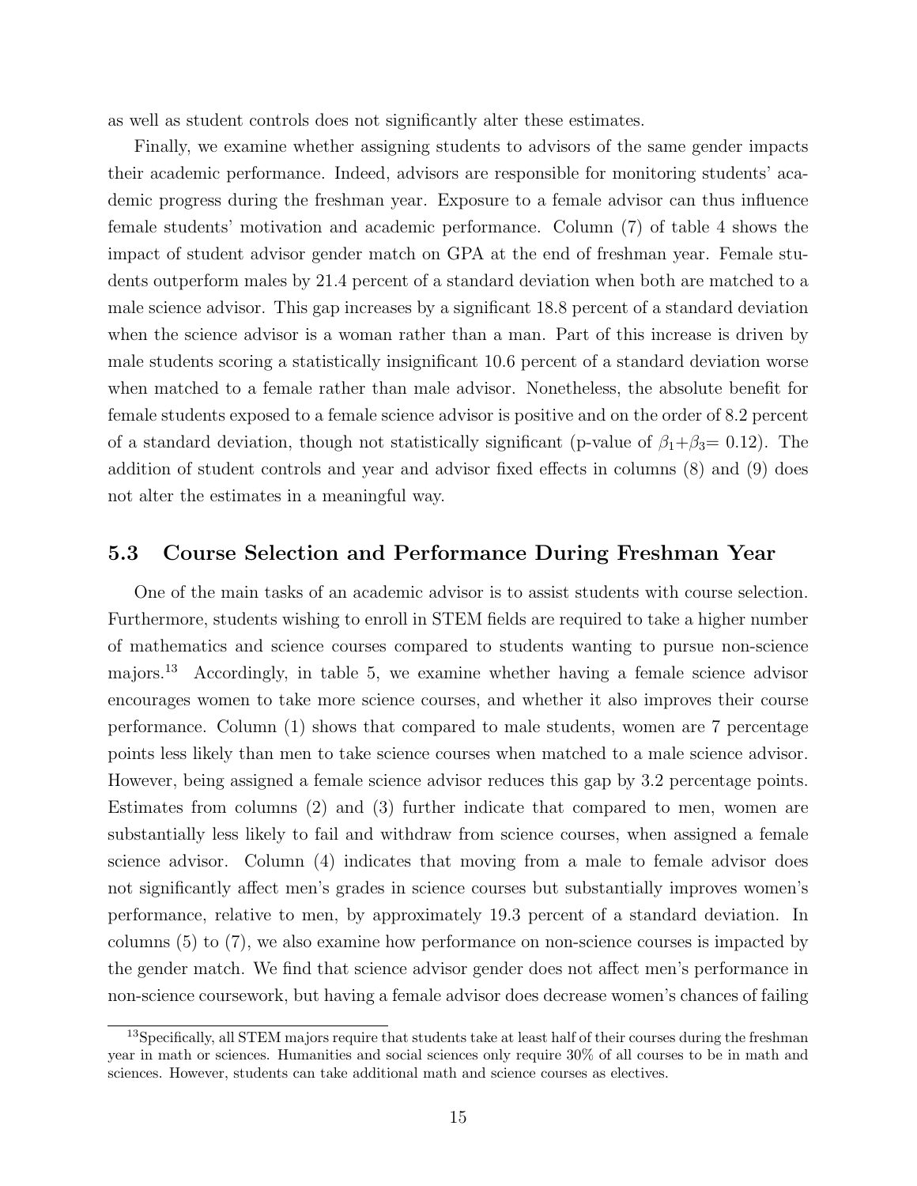as well as student controls does not significantly alter these estimates.

Finally, we examine whether assigning students to advisors of the same gender impacts their academic performance. Indeed, advisors are responsible for monitoring students' academic progress during the freshman year. Exposure to a female advisor can thus influence female students' motivation and academic performance. Column (7) of table 4 shows the impact of student advisor gender match on GPA at the end of freshman year. Female students outperform males by 21.4 percent of a standard deviation when both are matched to a male science advisor. This gap increases by a significant 18.8 percent of a standard deviation when the science advisor is a woman rather than a man. Part of this increase is driven by male students scoring a statistically insignificant 10.6 percent of a standard deviation worse when matched to a female rather than male advisor. Nonetheless, the absolute benefit for female students exposed to a female science advisor is positive and on the order of 8.2 percent of a standard deviation, though not statistically significant (p-value of $\beta_1$+$\beta_3$= 0.12). The addition of student controls and year and advisor fixed effects in columns (8) and (9) does not alter the estimates in a meaningful way.

### 5.3 Course Selection and Performance During Freshman Year

One of the main tasks of an academic advisor is to assist students with course selection. Furthermore, students wishing to enroll in STEM fields are required to take a higher number of mathematics and science courses compared to students wanting to pursue non-science majors.[13] Accordingly, in table 5, we examine whether having a female science advisor encourages women to take more science courses, and whether it also improves their course performance. Column (1) shows that compared to male students, women are 7 percentage points less likely than men to take science courses when matched to a male science advisor. However, being assigned a female science advisor reduces this gap by 3.2 percentage points. Estimates from columns (2) and (3) further indicate that compared to men, women are substantially less likely to fail and withdraw from science courses, when assigned a female science advisor. Column (4) indicates that moving from a male to female advisor does not significantly affect men's grades in science courses but substantially improves women's performance, relative to men, by approximately 19.3 percent of a standard deviation. In columns (5) to (7), we also examine how performance on non-science courses is impacted by the gender match. We find that science advisor gender does not affect men's performance in non-science coursework, but having a female advisor does decrease women's chances of failing

[13] Specifically, all STEM majors require that students take at least half of their courses during the freshman year in math or sciences. Humanities and social sciences only require 30% of all courses to be in math and sciences. However, students can take additional math and science courses as electives.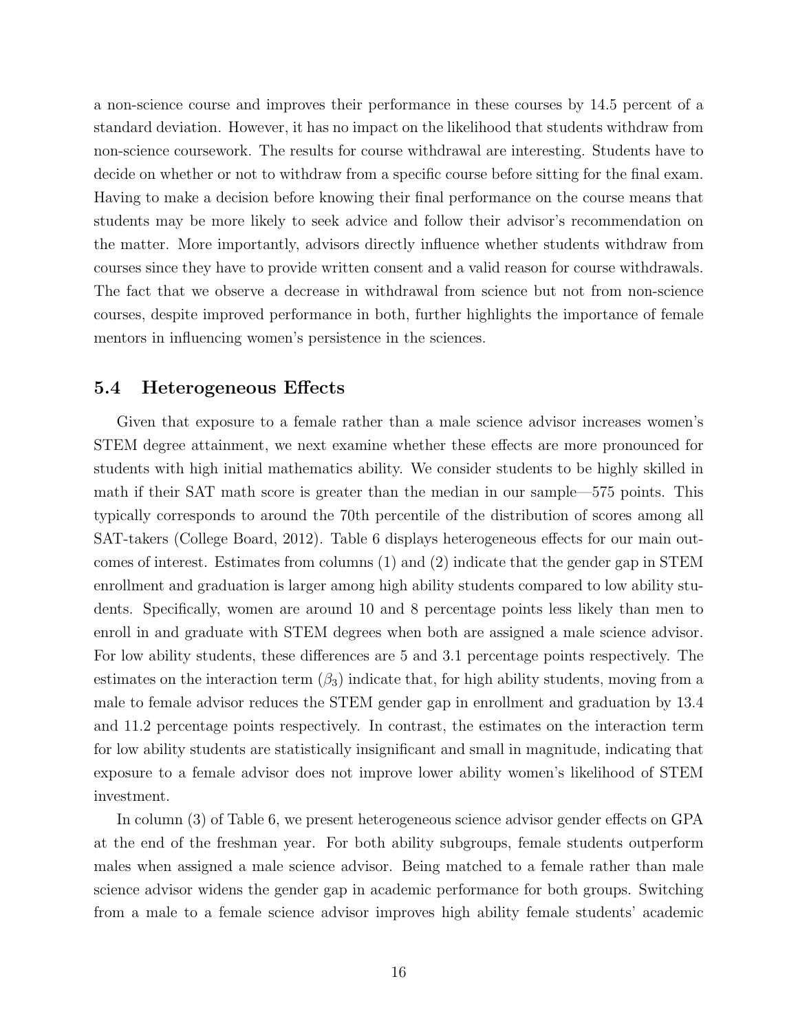a non-science course and improves their performance in these courses by 14.5 percent of a standard deviation. However, it has no impact on the likelihood that students withdraw from non-science coursework. The results for course withdrawal are interesting. Students have to decide on whether or not to withdraw from a specific course before sitting for the final exam. Having to make a decision before knowing their final performance on the course means that students may be more likely to seek advice and follow their advisor's recommendation on the matter. More importantly, advisors directly influence whether students withdraw from courses since they have to provide written consent and a valid reason for course withdrawals. The fact that we observe a decrease in withdrawal from science but not from non-science courses, despite improved performance in both, further highlights the importance of female mentors in influencing women's persistence in the sciences.

### 5.4 Heterogeneous Effects

Given that exposure to a female rather than a male science advisor increases women's STEM degree attainment, we next examine whether these effects are more pronounced for students with high initial mathematics ability. We consider students to be highly skilled in math if their SAT math score is greater than the median in our sample—575 points. This typically corresponds to around the 70th percentile of the distribution of scores among all SAT-takers (College Board, 2012). Table 6 displays heterogeneous effects for our main outcomes of interest. Estimates from columns (1) and (2) indicate that the gender gap in STEM enrollment and graduation is larger among high ability students compared to low ability students. Specifically, women are around 10 and 8 percentage points less likely than men to enroll in and graduate with STEM degrees when both are assigned a male science advisor. For low ability students, these differences are 5 and 3.1 percentage points respectively. The estimates on the interaction term ($\beta_3$) indicate that, for high ability students, moving from a male to female advisor reduces the STEM gender gap in enrollment and graduation by 13.4 and 11.2 percentage points respectively. In contrast, the estimates on the interaction term for low ability students are statistically insignificant and small in magnitude, indicating that exposure to a female advisor does not improve lower ability women's likelihood of STEM investment.

In column (3) of Table 6, we present heterogeneous science advisor gender effects on GPA at the end of the freshman year. For both ability subgroups, female students outperform males when assigned a male science advisor. Being matched to a female rather than male science advisor widens the gender gap in academic performance for both groups. Switching from a male to a female science advisor improves high ability female students' academic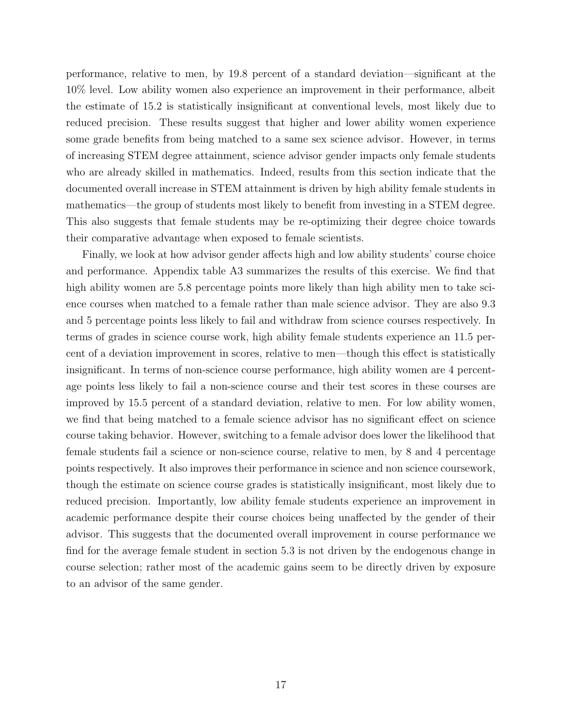performance, relative to men, by 19.8 percent of a standard deviation—significant at the 10% level. Low ability women also experience an improvement in their performance, albeit the estimate of 15.2 is statistically insignificant at conventional levels, most likely due to reduced precision. These results suggest that higher and lower ability women experience some grade benefits from being matched to a same sex science advisor. However, in terms of increasing STEM degree attainment, science advisor gender impacts only female students who are already skilled in mathematics. Indeed, results from this section indicate that the documented overall increase in STEM attainment is driven by high ability female students in mathematics—the group of students most likely to benefit from investing in a STEM degree. This also suggests that female students may be re-optimizing their degree choice towards their comparative advantage when exposed to female scientists.

Finally, we look at how advisor gender affects high and low ability students' course choice and performance. Appendix table A3 summarizes the results of this exercise. We find that high ability women are 5.8 percentage points more likely than high ability men to take science courses when matched to a female rather than male science advisor. They are also 9.3 and 5 percentage points less likely to fail and withdraw from science courses respectively. In terms of grades in science course work, high ability female students experience an 11.5 percent of a deviation improvement in scores, relative to men—though this effect is statistically insignificant. In terms of non-science course performance, high ability women are 4 percentage points less likely to fail a non-science course and their test scores in these courses are improved by 15.5 percent of a standard deviation, relative to men. For low ability women, we find that being matched to a female science advisor has no significant effect on science course taking behavior. However, switching to a female advisor does lower the likelihood that female students fail a science or non-science course, relative to men, by 8 and 4 percentage points respectively. It also improves their performance in science and non science coursework, though the estimate on science course grades is statistically insignificant, most likely due to reduced precision. Importantly, low ability female students experience an improvement in academic performance despite their course choices being unaffected by the gender of their advisor. This suggests that the documented overall improvement in course performance we find for the average female student in section 5.3 is not driven by the endogenous change in course selection; rather most of the academic gains seem to be directly driven by exposure to an advisor of the same gender.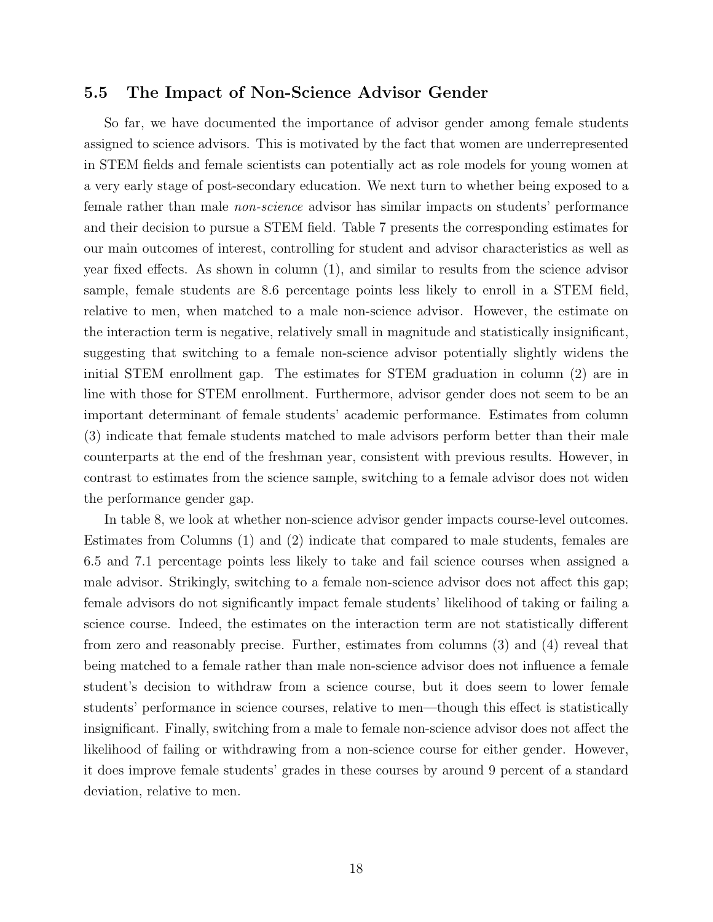### 5.5 The Impact of Non-Science Advisor Gender

So far, we have documented the importance of advisor gender among female students assigned to science advisors. This is motivated by the fact that women are underrepresented in STEM fields and female scientists can potentially act as role models for young women at a very early stage of post-secondary education. We next turn to whether being exposed to a female rather than male *non-science* advisor has similar impacts on students' performance and their decision to pursue a STEM field. Table 7 presents the corresponding estimates for our main outcomes of interest, controlling for student and advisor characteristics as well as year fixed effects. As shown in column (1), and similar to results from the science advisor sample, female students are 8.6 percentage points less likely to enroll in a STEM field, relative to men, when matched to a male non-science advisor. However, the estimate on the interaction term is negative, relatively small in magnitude and statistically insignificant, suggesting that switching to a female non-science advisor potentially slightly widens the initial STEM enrollment gap. The estimates for STEM graduation in column (2) are in line with those for STEM enrollment. Furthermore, advisor gender does not seem to be an important determinant of female students' academic performance. Estimates from column (3) indicate that female students matched to male advisors perform better than their male counterparts at the end of the freshman year, consistent with previous results. However, in contrast to estimates from the science sample, switching to a female advisor does not widen the performance gender gap.

In table 8, we look at whether non-science advisor gender impacts course-level outcomes. Estimates from Columns (1) and (2) indicate that compared to male students, females are 6.5 and 7.1 percentage points less likely to take and fail science courses when assigned a male advisor. Strikingly, switching to a female non-science advisor does not affect this gap; female advisors do not significantly impact female students' likelihood of taking or failing a science course. Indeed, the estimates on the interaction term are not statistically different from zero and reasonably precise. Further, estimates from columns (3) and (4) reveal that being matched to a female rather than male non-science advisor does not influence a female student's decision to withdraw from a science course, but it does seem to lower female students' performance in science courses, relative to men—though this effect is statistically insignificant. Finally, switching from a male to female non-science advisor does not affect the likelihood of failing or withdrawing from a non-science course for either gender. However, it does improve female students' grades in these courses by around 9 percent of a standard deviation, relative to men.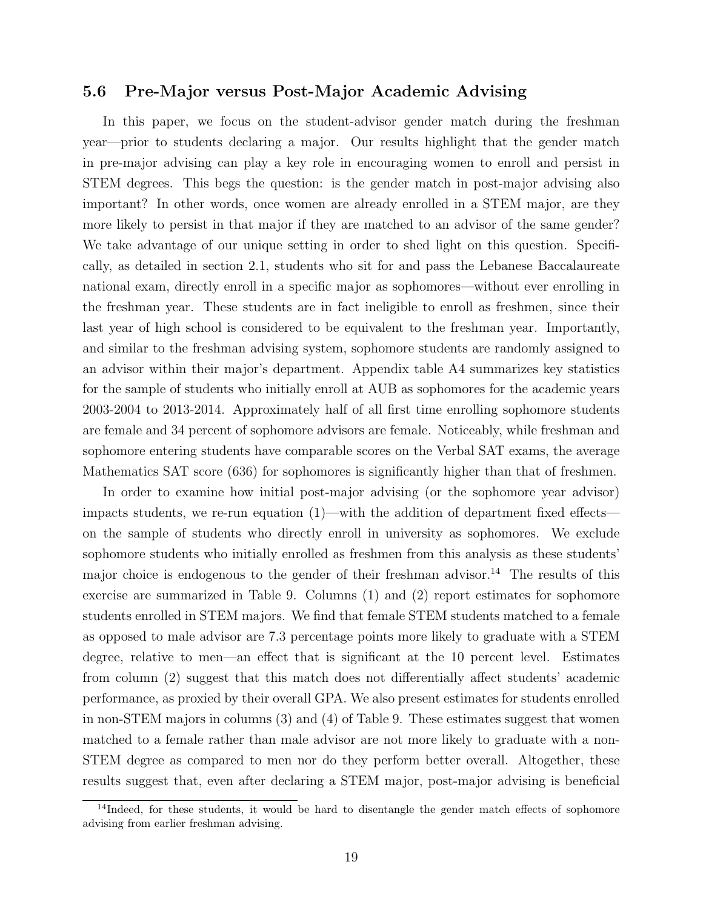### 5.6 Pre-Major versus Post-Major Academic Advising

In this paper, we focus on the student-advisor gender match during the freshman year—prior to students declaring a major. Our results highlight that the gender match in pre-major advising can play a key role in encouraging women to enroll and persist in STEM degrees. This begs the question: is the gender match in post-major advising also important? In other words, once women are already enrolled in a STEM major, are they more likely to persist in that major if they are matched to an advisor of the same gender? We take advantage of our unique setting in order to shed light on this question. Specifically, as detailed in section 2.1, students who sit for and pass the Lebanese Baccalaureate national exam, directly enroll in a specific major as sophomores—without ever enrolling in the freshman year. These students are in fact ineligible to enroll as freshmen, since their last year of high school is considered to be equivalent to the freshman year. Importantly, and similar to the freshman advising system, sophomore students are randomly assigned to an advisor within their major's department. Appendix table A4 summarizes key statistics for the sample of students who initially enroll at AUB as sophomores for the academic years 2003-2004 to 2013-2014. Approximately half of all first time enrolling sophomore students are female and 34 percent of sophomore advisors are female. Noticeably, while freshman and sophomore entering students have comparable scores on the Verbal SAT exams, the average Mathematics SAT score (636) for sophomores is significantly higher than that of freshmen.

In order to examine how initial post-major advising (or the sophomore year advisor) impacts students, we re-run equation (1)—with the addition of department fixed effects—on the sample of students who directly enroll in university as sophomores. We exclude sophomore students who initially enrolled as freshmen from this analysis as these students' major choice is endogenous to the gender of their freshman advisor.[14] The results of this exercise are summarized in Table 9. Columns (1) and (2) report estimates for sophomore students enrolled in STEM majors. We find that female STEM students matched to a female as opposed to male advisor are 7.3 percentage points more likely to graduate with a STEM degree, relative to men—an effect that is significant at the 10 percent level. Estimates from column (2) suggest that this match does not differentially affect students' academic performance, as proxied by their overall GPA. We also present estimates for students enrolled in non-STEM majors in columns (3) and (4) of Table 9. These estimates suggest that women matched to a female rather than male advisor are not more likely to graduate with a non-STEM degree as compared to men nor do they perform better overall. Altogether, these results suggest that, even after declaring a STEM major, post-major advising is beneficial

[14] Indeed, for these students, it would be hard to disentangle the gender match effects of sophomore advising from earlier freshman advising.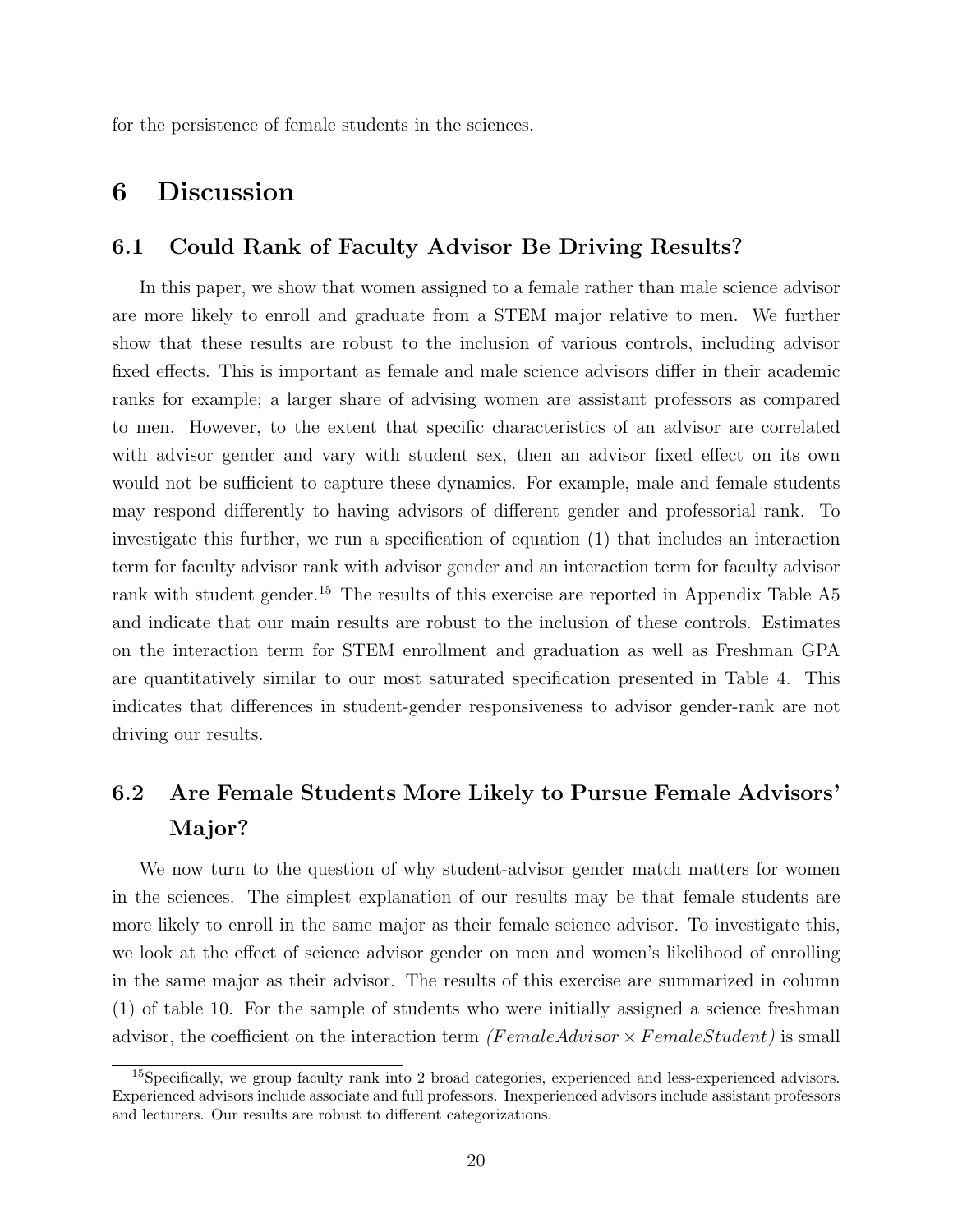for the persistence of female students in the sciences.

# 6 Discussion

## 6.1 Could Rank of Faculty Advisor Be Driving Results?

In this paper, we show that women assigned to a female rather than male science advisor are more likely to enroll and graduate from a STEM major relative to men. We further show that these results are robust to the inclusion of various controls, including advisor fixed effects. This is important as female and male science advisors differ in their academic ranks for example; a larger share of advising women are assistant professors as compared to men. However, to the extent that specific characteristics of an advisor are correlated with advisor gender and vary with student sex, then an advisor fixed effect on its own would not be sufficient to capture these dynamics. For example, male and female students may respond differently to having advisors of different gender and professorial rank. To investigate this further, we run a specification of equation (1) that includes an interaction term for faculty advisor rank with advisor gender and an interaction term for faculty advisor rank with student gender.[15] The results of this exercise are reported in Appendix Table A5 and indicate that our main results are robust to the inclusion of these controls. Estimates on the interaction term for STEM enrollment and graduation as well as Freshman GPA are quantitatively similar to our most saturated specification presented in Table 4. This indicates that differences in student-gender responsiveness to advisor gender-rank are not driving our results.

## 6.2 Are Female Students More Likely to Pursue Female Advisors' Major?

We now turn to the question of why student-advisor gender match matters for women in the sciences. The simplest explanation of our results may be that female students are more likely to enroll in the same major as their female science advisor. To investigate this, we look at the effect of science advisor gender on men and women's likelihood of enrolling in the same major as their advisor. The results of this exercise are summarized in column (1) of table 10. For the sample of students who were initially assigned a science freshman advisor, the coefficient on the interaction term $(FemaleAdvisor \times FemaleStudent)$ is small

[15] Specifically, we group faculty rank into 2 broad categories, experienced and less-experienced advisors. Experienced advisors include associate and full professors. Inexperienced advisors include assistant professors and lecturers. Our results are robust to different categorizations.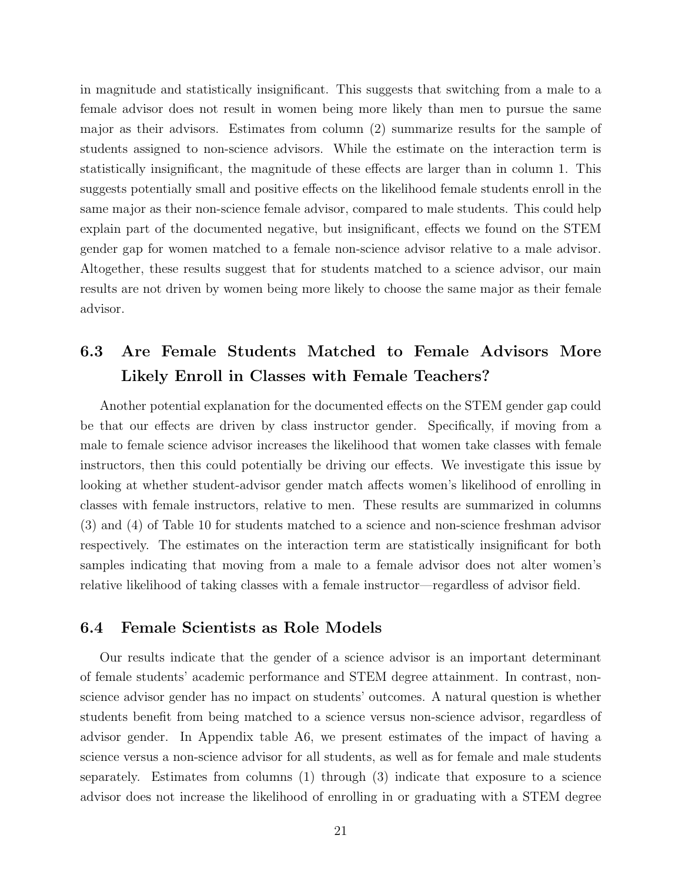in magnitude and statistically insignificant. This suggests that switching from a male to a female advisor does not result in women being more likely than men to pursue the same major as their advisors. Estimates from column (2) summarize results for the sample of students assigned to non-science advisors. While the estimate on the interaction term is statistically insignificant, the magnitude of these effects are larger than in column 1. This suggests potentially small and positive effects on the likelihood female students enroll in the same major as their non-science female advisor, compared to male students. This could help explain part of the documented negative, but insignificant, effects we found on the STEM gender gap for women matched to a female non-science advisor relative to a male advisor. Altogether, these results suggest that for students matched to a science advisor, our main results are not driven by women being more likely to choose the same major as their female advisor.

### 6.3 Are Female Students Matched to Female Advisors More Likely Enroll in Classes with Female Teachers?

Another potential explanation for the documented effects on the STEM gender gap could be that our effects are driven by class instructor gender. Specifically, if moving from a male to female science advisor increases the likelihood that women take classes with female instructors, then this could potentially be driving our effects. We investigate this issue by looking at whether student-advisor gender match affects women's likelihood of enrolling in classes with female instructors, relative to men. These results are summarized in columns (3) and (4) of Table 10 for students matched to a science and non-science freshman advisor respectively. The estimates on the interaction term are statistically insignificant for both samples indicating that moving from a male to a female advisor does not alter women's relative likelihood of taking classes with a female instructor—regardless of advisor field.

### 6.4 Female Scientists as Role Models

Our results indicate that the gender of a science advisor is an important determinant of female students' academic performance and STEM degree attainment. In contrast, non-science advisor gender has no impact on students' outcomes. A natural question is whether students benefit from being matched to a science versus non-science advisor, regardless of advisor gender. In Appendix table A6, we present estimates of the impact of having a science versus a non-science advisor for all students, as well as for female and male students separately. Estimates from columns (1) through (3) indicate that exposure to a science advisor does not increase the likelihood of enrolling in or graduating with a STEM degree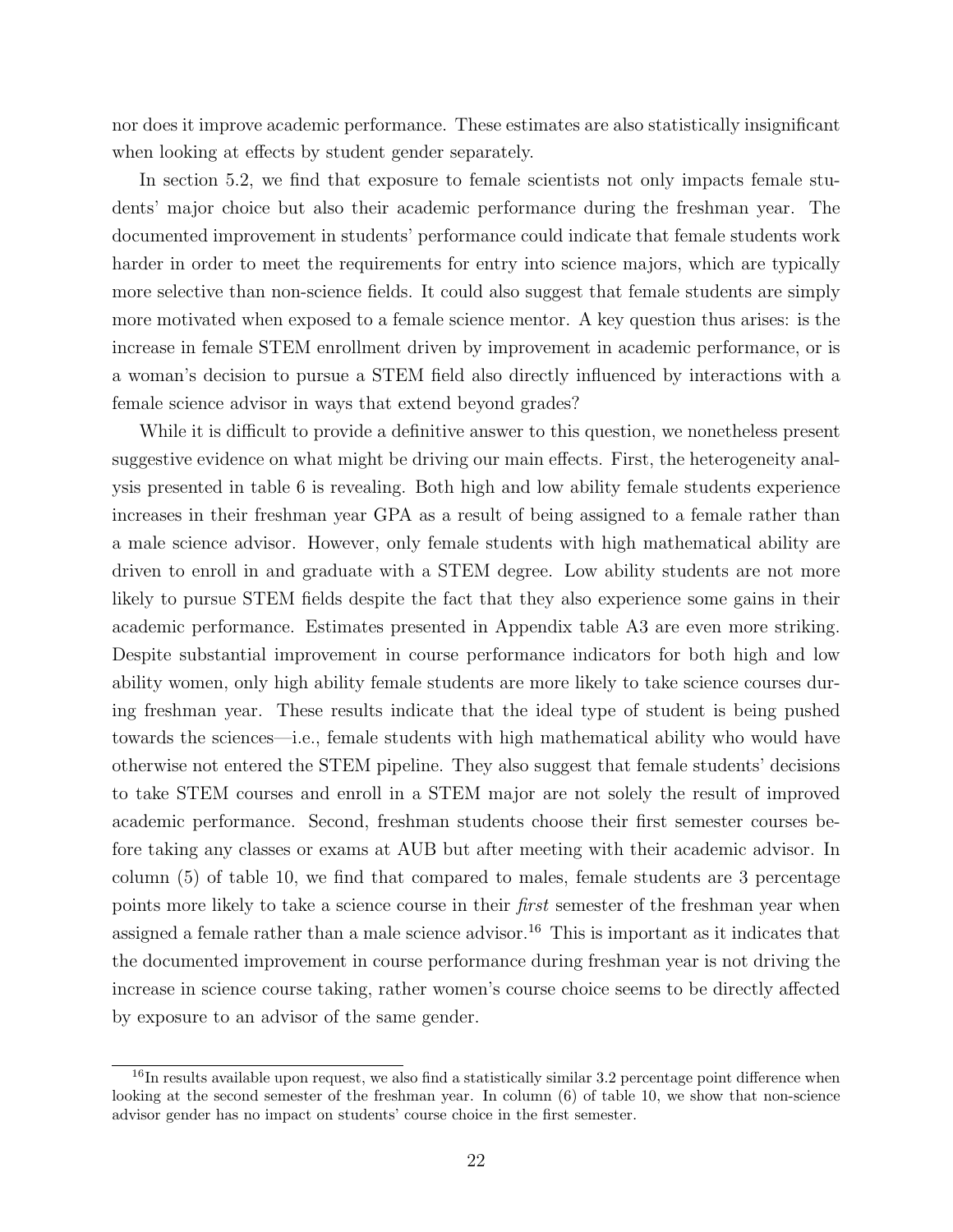nor does it improve academic performance. These estimates are also statistically insignificant when looking at effects by student gender separately.

In section 5.2, we find that exposure to female scientists not only impacts female students' major choice but also their academic performance during the freshman year. The documented improvement in students' performance could indicate that female students work harder in order to meet the requirements for entry into science majors, which are typically more selective than non-science fields. It could also suggest that female students are simply more motivated when exposed to a female science mentor. A key question thus arises: is the increase in female STEM enrollment driven by improvement in academic performance, or is a woman's decision to pursue a STEM field also directly influenced by interactions with a female science advisor in ways that extend beyond grades?

While it is difficult to provide a definitive answer to this question, we nonetheless present suggestive evidence on what might be driving our main effects. First, the heterogeneity analysis presented in table 6 is revealing. Both high and low ability female students experience increases in their freshman year GPA as a result of being assigned to a female rather than a male science advisor. However, only female students with high mathematical ability are driven to enroll in and graduate with a STEM degree. Low ability students are not more likely to pursue STEM fields despite the fact that they also experience some gains in their academic performance. Estimates presented in Appendix table A3 are even more striking. Despite substantial improvement in course performance indicators for both high and low ability women, only high ability female students are more likely to take science courses during freshman year. These results indicate that the ideal type of student is being pushed towards the sciences—i.e., female students with high mathematical ability who would have otherwise not entered the STEM pipeline. They also suggest that female students' decisions to take STEM courses and enroll in a STEM major are not solely the result of improved academic performance. Second, freshman students choose their first semester courses before taking any classes or exams at AUB but after meeting with their academic advisor. In column (5) of table 10, we find that compared to males, female students are 3 percentage points more likely to take a science course in their *first* semester of the freshman year when assigned a female rather than a male science advisor.[16] This is important as it indicates that the documented improvement in course performance during freshman year is not driving the increase in science course taking, rather women's course choice seems to be directly affected by exposure to an advisor of the same gender.

[16] In results available upon request, we also find a statistically similar 3.2 percentage point difference when looking at the second semester of the freshman year. In column (6) of table 10, we show that non-science advisor gender has no impact on students' course choice in the first semester.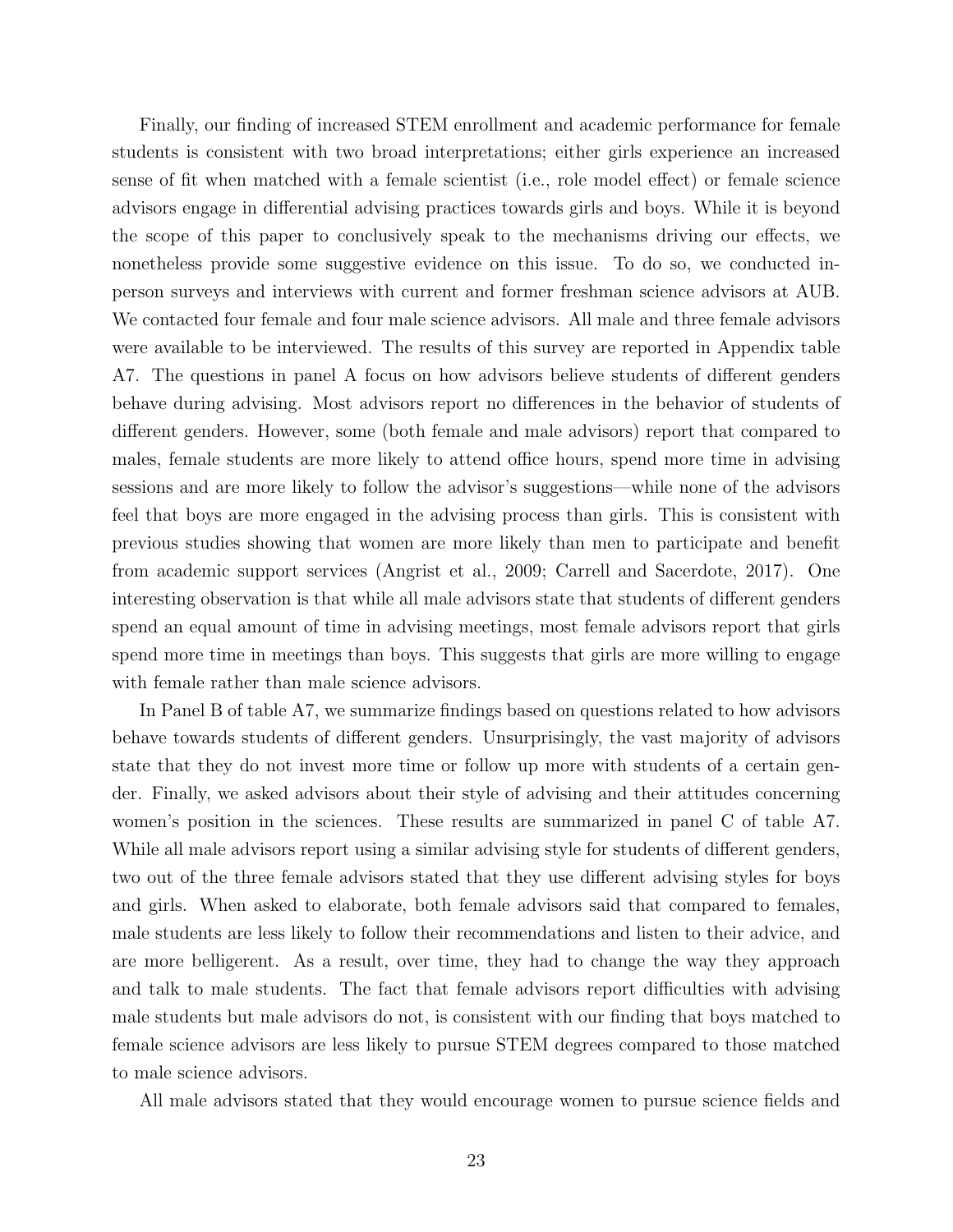Finally, our finding of increased STEM enrollment and academic performance for female students is consistent with two broad interpretations; either girls experience an increased sense of fit when matched with a female scientist (i.e., role model effect) or female science advisors engage in differential advising practices towards girls and boys. While it is beyond the scope of this paper to conclusively speak to the mechanisms driving our effects, we nonetheless provide some suggestive evidence on this issue. To do so, we conducted in-person surveys and interviews with current and former freshman science advisors at AUB. We contacted four female and four male science advisors. All male and three female advisors were available to be interviewed. The results of this survey are reported in Appendix table A7. The questions in panel A focus on how advisors believe students of different genders behave during advising. Most advisors report no differences in the behavior of students of different genders. However, some (both female and male advisors) report that compared to males, female students are more likely to attend office hours, spend more time in advising sessions and are more likely to follow the advisor's suggestions—while none of the advisors feel that boys are more engaged in the advising process than girls. This is consistent with previous studies showing that women are more likely than men to participate and benefit from academic support services (Angrist et al., 2009; Carrell and Sacerdote, 2017). One interesting observation is that while all male advisors state that students of different genders spend an equal amount of time in advising meetings, most female advisors report that girls spend more time in meetings than boys. This suggests that girls are more willing to engage with female rather than male science advisors.

In Panel B of table A7, we summarize findings based on questions related to how advisors behave towards students of different genders. Unsurprisingly, the vast majority of advisors state that they do not invest more time or follow up more with students of a certain gender. Finally, we asked advisors about their style of advising and their attitudes concerning women's position in the sciences. These results are summarized in panel C of table A7. While all male advisors report using a similar advising style for students of different genders, two out of the three female advisors stated that they use different advising styles for boys and girls. When asked to elaborate, both female advisors said that compared to females, male students are less likely to follow their recommendations and listen to their advice, and are more belligerent. As a result, over time, they had to change the way they approach and talk to male students. The fact that female advisors report difficulties with advising male students but male advisors do not, is consistent with our finding that boys matched to female science advisors are less likely to pursue STEM degrees compared to those matched to male science advisors.

All male advisors stated that they would encourage women to pursue science fields and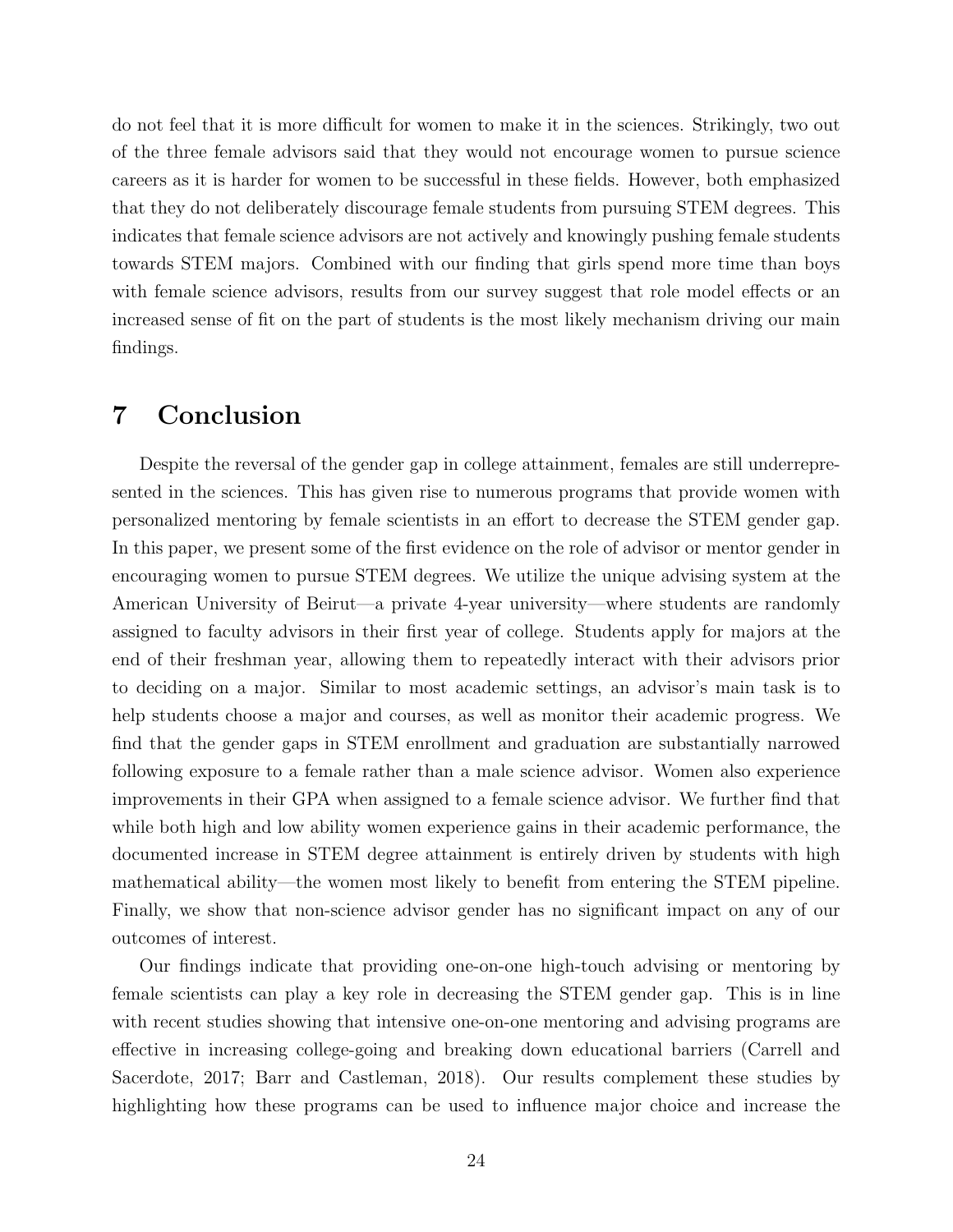do not feel that it is more difficult for women to make it in the sciences. Strikingly, two out of the three female advisors said that they would not encourage women to pursue science careers as it is harder for women to be successful in these fields. However, both emphasized that they do not deliberately discourage female students from pursuing STEM degrees. This indicates that female science advisors are not actively and knowingly pushing female students towards STEM majors. Combined with our finding that girls spend more time than boys with female science advisors, results from our survey suggest that role model effects or an increased sense of fit on the part of students is the most likely mechanism driving our main findings.

# 7 Conclusion

Despite the reversal of the gender gap in college attainment, females are still underrepresented in the sciences. This has given rise to numerous programs that provide women with personalized mentoring by female scientists in an effort to decrease the STEM gender gap. In this paper, we present some of the first evidence on the role of advisor or mentor gender in encouraging women to pursue STEM degrees. We utilize the unique advising system at the American University of Beirut—a private 4-year university—where students are randomly assigned to faculty advisors in their first year of college. Students apply for majors at the end of their freshman year, allowing them to repeatedly interact with their advisors prior to deciding on a major. Similar to most academic settings, an advisor's main task is to help students choose a major and courses, as well as monitor their academic progress. We find that the gender gaps in STEM enrollment and graduation are substantially narrowed following exposure to a female rather than a male science advisor. Women also experience improvements in their GPA when assigned to a female science advisor. We further find that while both high and low ability women experience gains in their academic performance, the documented increase in STEM degree attainment is entirely driven by students with high mathematical ability—the women most likely to benefit from entering the STEM pipeline. Finally, we show that non-science advisor gender has no significant impact on any of our outcomes of interest.

Our findings indicate that providing one-on-one high-touch advising or mentoring by female scientists can play a key role in decreasing the STEM gender gap. This is in line with recent studies showing that intensive one-on-one mentoring and advising programs are effective in increasing college-going and breaking down educational barriers (Carrell and Sacerdote, 2017; Barr and Castleman, 2018). Our results complement these studies by highlighting how these programs can be used to influence major choice and increase the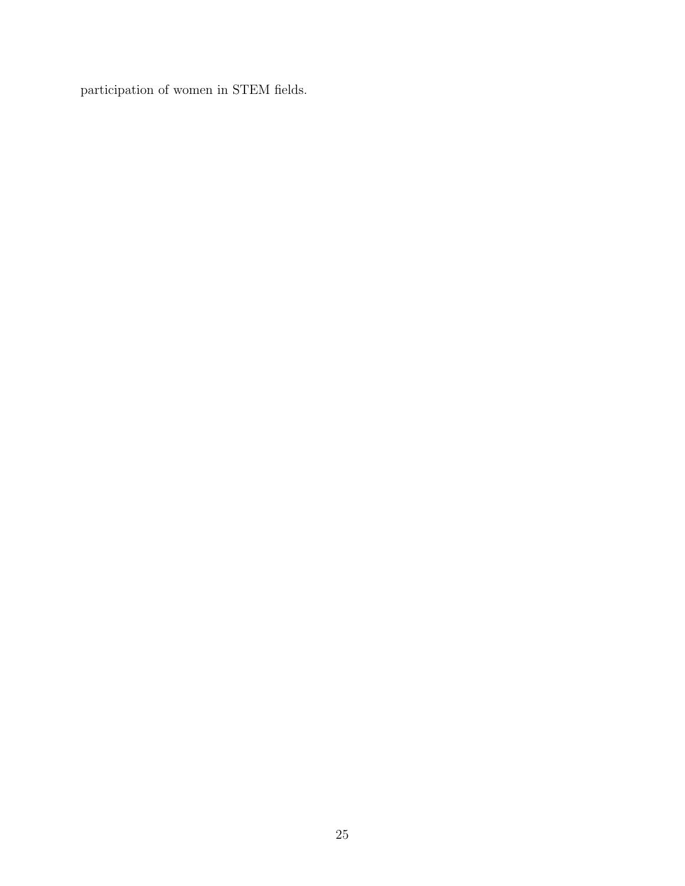participation of women in STEM fields.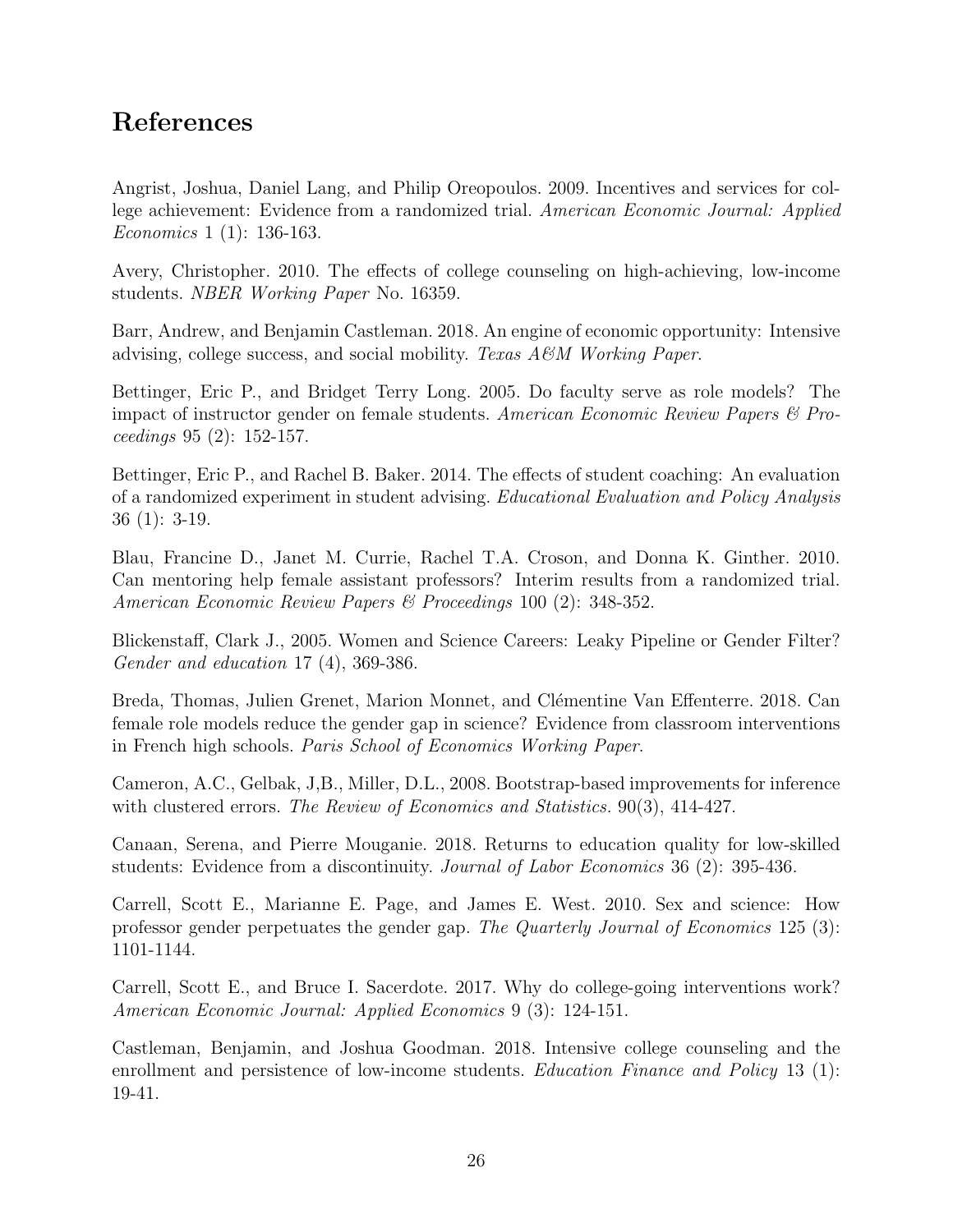## References

Angrist, Joshua, Daniel Lang, and Philip Oreopoulos. 2009. Incentives and services for college achievement: Evidence from a randomized trial. *American Economic Journal: Applied Economics* 1 (1): 136-163.

Avery, Christopher. 2010. The effects of college counseling on high-achieving, low-income students. *NBER Working Paper* No. 16359.

Barr, Andrew, and Benjamin Castleman. 2018. An engine of economic opportunity: Intensive advising, college success, and social mobility. *Texas A&M Working Paper*.

Bettinger, Eric P., and Bridget Terry Long. 2005. Do faculty serve as role models? The impact of instructor gender on female students. *American Economic Review Papers & Proceedings* 95 (2): 152-157.

Bettinger, Eric P., and Rachel B. Baker. 2014. The effects of student coaching: An evaluation of a randomized experiment in student advising. *Educational Evaluation and Policy Analysis* 36 (1): 3-19.

Blau, Francine D., Janet M. Currie, Rachel T.A. Croson, and Donna K. Ginther. 2010. Can mentoring help female assistant professors? Interim results from a randomized trial. *American Economic Review Papers & Proceedings* 100 (2): 348-352.

Blickenstaff, Clark J., 2005. Women and Science Careers: Leaky Pipeline or Gender Filter? *Gender and education* 17 (4), 369-386.

Breda, Thomas, Julien Grenet, Marion Monnet, and Clémentine Van Effenterre. 2018. Can female role models reduce the gender gap in science? Evidence from classroom interventions in French high schools. *Paris School of Economics Working Paper*.

Cameron, A.C., Gelbak, J,B., Miller, D.L., 2008. Bootstrap-based improvements for inference with clustered errors. *The Review of Economics and Statistics.* 90(3), 414-427.

Canaan, Serena, and Pierre Mouganie. 2018. Returns to education quality for low-skilled students: Evidence from a discontinuity. *Journal of Labor Economics* 36 (2): 395-436.

Carrell, Scott E., Marianne E. Page, and James E. West. 2010. Sex and science: How professor gender perpetuates the gender gap. *The Quarterly Journal of Economics* 125 (3): 1101-1144.

Carrell, Scott E., and Bruce I. Sacerdote. 2017. Why do college-going interventions work? *American Economic Journal: Applied Economics* 9 (3): 124-151.

Castleman, Benjamin, and Joshua Goodman. 2018. Intensive college counseling and the enrollment and persistence of low-income students. *Education Finance and Policy* 13 (1): 19-41.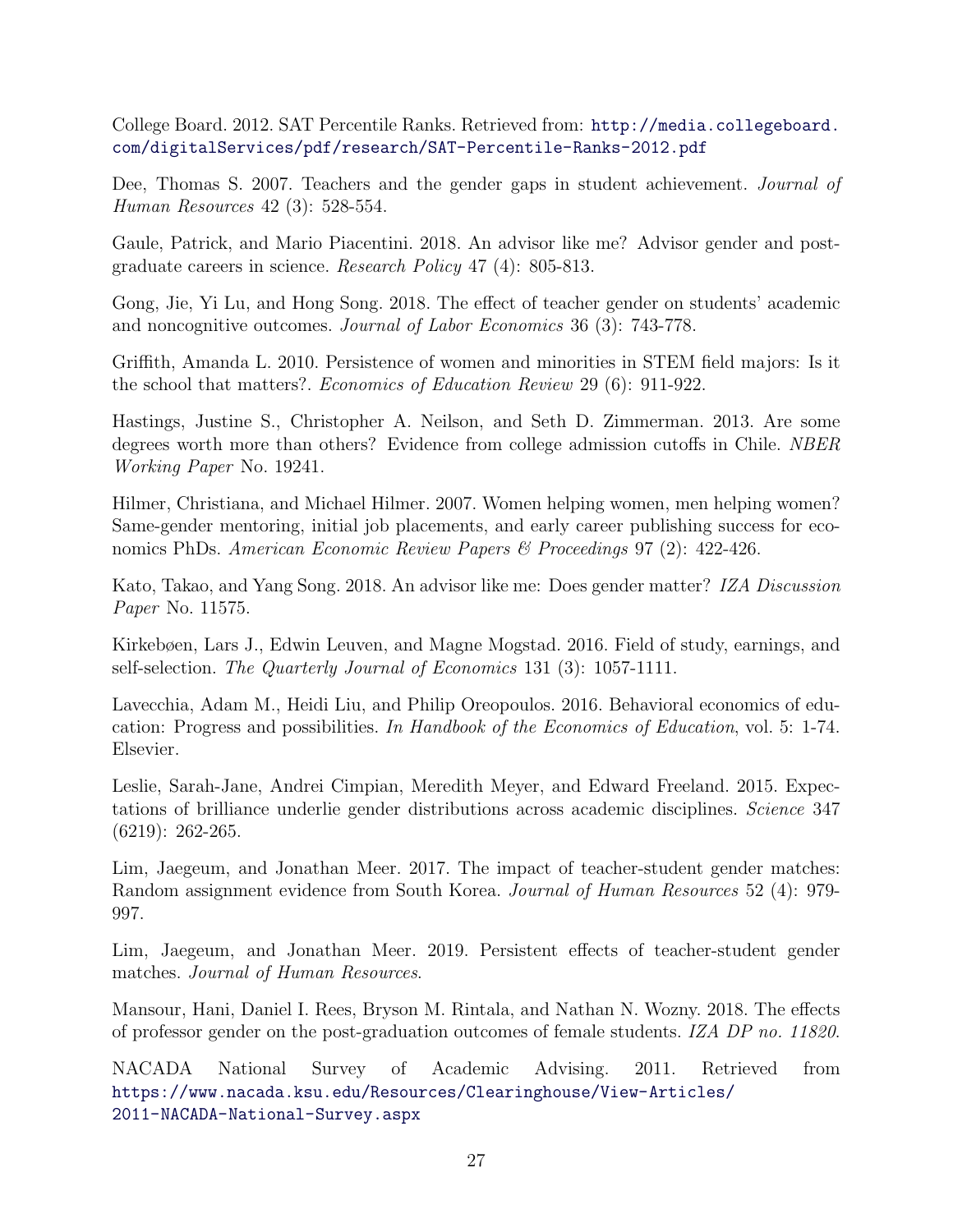College Board. 2012. SAT Percentile Ranks. Retrieved from: http://media.collegeboard.com/digitalServices/pdf/research/SAT-Percentile-Ranks-2012.pdf

Dee, Thomas S. 2007. Teachers and the gender gaps in student achievement. *Journal of Human Resources* 42 (3): 528-554.

Gaule, Patrick, and Mario Piacentini. 2018. An advisor like me? Advisor gender and post-graduate careers in science. *Research Policy* 47 (4): 805-813.

Gong, Jie, Yi Lu, and Hong Song. 2018. The effect of teacher gender on students' academic and noncognitive outcomes. *Journal of Labor Economics* 36 (3): 743-778.

Griffith, Amanda L. 2010. Persistence of women and minorities in STEM field majors: Is it the school that matters?. *Economics of Education Review* 29 (6): 911-922.

Hastings, Justine S., Christopher A. Neilson, and Seth D. Zimmerman. 2013. Are some degrees worth more than others? Evidence from college admission cutoffs in Chile. *NBER Working Paper* No. 19241.

Hilmer, Christiana, and Michael Hilmer. 2007. Women helping women, men helping women? Same-gender mentoring, initial job placements, and early career publishing success for economics PhDs. *American Economic Review Papers & Proceedings* 97 (2): 422-426.

Kato, Takao, and Yang Song. 2018. An advisor like me: Does gender matter? *IZA Discussion Paper* No. 11575.

Kirkebøen, Lars J., Edwin Leuven, and Magne Mogstad. 2016. Field of study, earnings, and self-selection. *The Quarterly Journal of Economics* 131 (3): 1057-1111.

Lavecchia, Adam M., Heidi Liu, and Philip Oreopoulos. 2016. Behavioral economics of education: Progress and possibilities. *In Handbook of the Economics of Education*, vol. 5: 1-74. Elsevier.

Leslie, Sarah-Jane, Andrei Cimpian, Meredith Meyer, and Edward Freeland. 2015. Expectations of brilliance underlie gender distributions across academic disciplines. *Science* 347 (6219): 262-265.

Lim, Jaegeum, and Jonathan Meer. 2017. The impact of teacher-student gender matches: Random assignment evidence from South Korea. *Journal of Human Resources* 52 (4): 979-997.

Lim, Jaegeum, and Jonathan Meer. 2019. Persistent effects of teacher-student gender matches. *Journal of Human Resources*.

Mansour, Hani, Daniel I. Rees, Bryson M. Rintala, and Nathan N. Wozny. 2018. The effects of professor gender on the post-graduation outcomes of female students. *IZA DP no. 11820*.

NACADA National Survey of Academic Advising. 2011. Retrieved from https://www.nacada.ksu.edu/Resources/Clearinghouse/View-Articles/2011-NACADA-National-Survey.aspx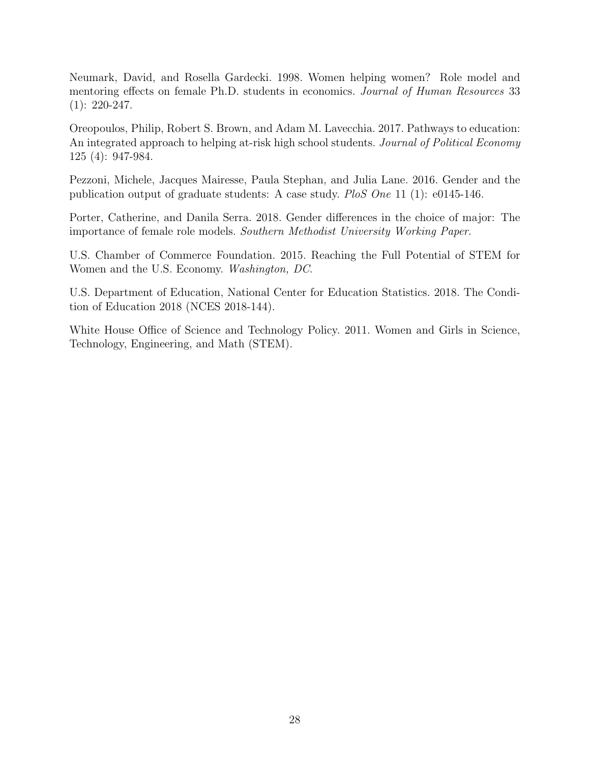Neumark, David, and Rosella Gardecki. 1998. Women helping women? Role model and mentoring effects on female Ph.D. students in economics. *Journal of Human Resources* 33 (1): 220-247.

Oreopoulos, Philip, Robert S. Brown, and Adam M. Lavecchia. 2017. Pathways to education: An integrated approach to helping at-risk high school students. *Journal of Political Economy* 125 (4): 947-984.

Pezzoni, Michele, Jacques Mairesse, Paula Stephan, and Julia Lane. 2016. Gender and the publication output of graduate students: A case study. *PloS One* 11 (1): e0145-146.

Porter, Catherine, and Danila Serra. 2018. Gender differences in the choice of major: The importance of female role models. *Southern Methodist University Working Paper*.

U.S. Chamber of Commerce Foundation. 2015. Reaching the Full Potential of STEM for Women and the U.S. Economy. *Washington, DC*.

U.S. Department of Education, National Center for Education Statistics. 2018. The Condition of Education 2018 (NCES 2018-144).

White House Office of Science and Technology Policy. 2011. Women and Girls in Science, Technology, Engineering, and Math (STEM).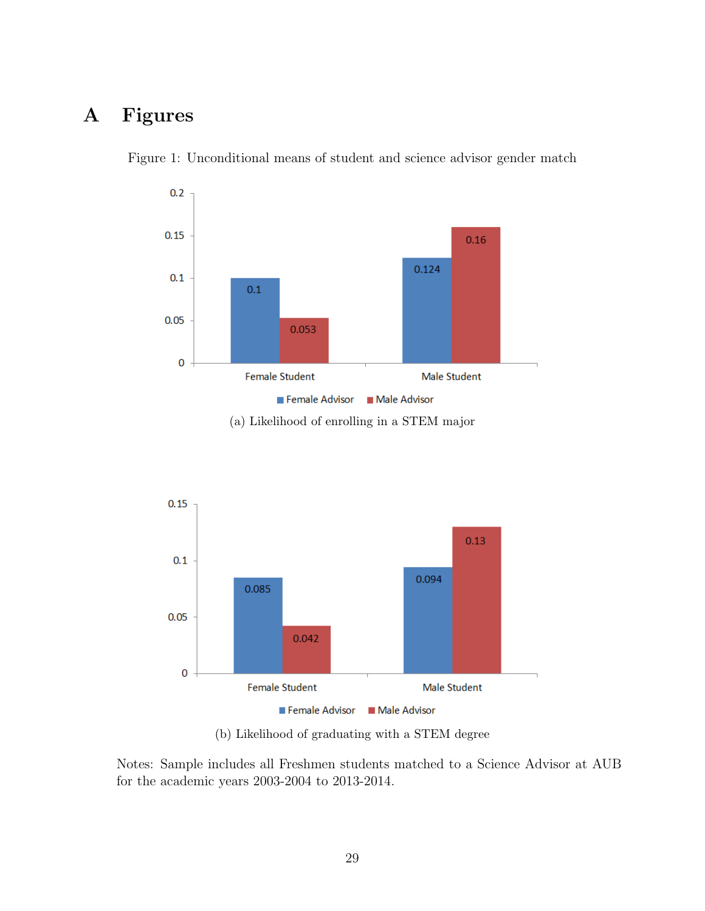# A Figures

Figure 1: Unconditional means of student and science advisor gender match

(a) Likelihood of enrolling in a STEM major

(b) Likelihood of graduating with a STEM degree

Notes: Sample includes all Freshmen students matched to a Science Advisor at AUB for the academic years 2003-2004 to 2013-2014.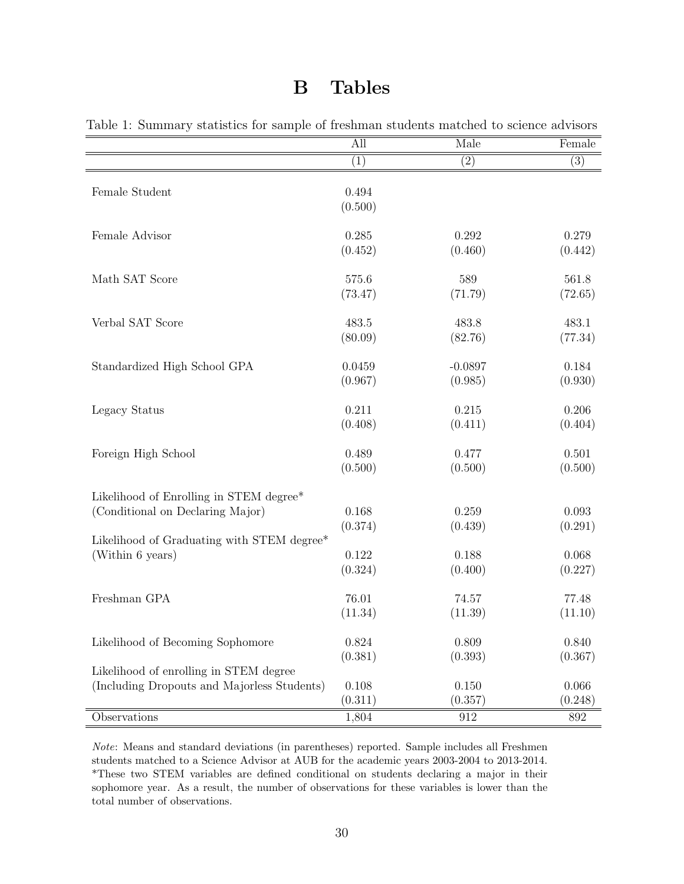# B Tables

Table 1: Summary statistics for sample of freshman students matched to science advisors

| | All | Male | Female |
|---|---|---|---|
| | (1) | (2) | (3) |
| Female Student | 0.494 | | |
| | (0.500) | | |
| Female Advisor | 0.285 | 0.292 | 0.279 |
| | (0.452) | (0.460) | (0.442) |
| Math SAT Score | 575.6 | 589 | 561.8 |
| | (73.47) | (71.79) | (72.65) |
| Verbal SAT Score | 483.5 | 483.8 | 483.1 |
| | (80.09) | (82.76) | (77.34) |
| Standardized High School GPA | 0.0459 | -0.0897 | 0.184 |
| | (0.967) | (0.985) | (0.930) |
| Legacy Status | 0.211 | 0.215 | 0.206 |
| | (0.408) | (0.411) | (0.404) |
| Foreign High School | 0.489 | 0.477 | 0.501 |
| | (0.500) | (0.500) | (0.500) |
| Likelihood of Enrolling in STEM degree* (Conditional on Declaring Major) | 0.168 | 0.259 | 0.093 |
| | (0.374) | (0.439) | (0.291) |
| Likelihood of Graduating with STEM degree* (Within 6 years) | 0.122 | 0.188 | 0.068 |
| | (0.324) | (0.400) | (0.227) |
| Freshman GPA | 76.01 | 74.57 | 77.48 |
| | (11.34) | (11.39) | (11.10) |
| Likelihood of Becoming Sophomore | 0.824 | 0.809 | 0.840 |
| | (0.381) | (0.393) | (0.367) |
| Likelihood of enrolling in STEM degree (Including Dropouts and Majorless Students) | 0.108 | 0.150 | 0.066 |
| | (0.311) | (0.357) | (0.248) |
| Observations | 1,804 | 912 | 892 |

*Note*: Means and standard deviations (in parentheses) reported. Sample includes all Freshmen students matched to a Science Advisor at AUB for the academic years 2003-2004 to 2013-2014. *These two STEM variables are defined conditional on students declaring a major in their sophomore year. As a result, the number of observations for these variables is lower than the total number of observations.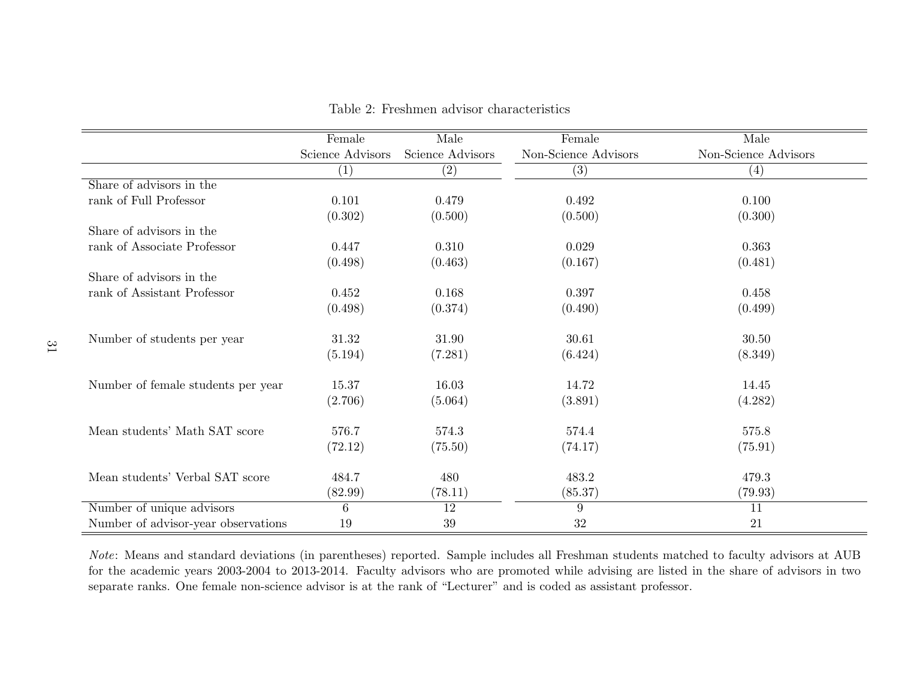Table 2: Freshmen advisor characteristics

| | Female Science Advisors | Male Science Advisors | Female Non-Science Advisors | Male Non-Science Advisors |
|---|---|---|---|---|
| | (1) | (2) | (3) | (4) |
| Share of advisors in the rank of Full Professor | 0.101 | 0.479 | 0.492 | 0.100 |
| | (0.302) | (0.500) | (0.500) | (0.300) |
| Share of advisors in the rank of Associate Professor | 0.447 | 0.310 | 0.029 | 0.363 |
| | (0.498) | (0.463) | (0.167) | (0.481) |
| Share of advisors in the rank of Assistant Professor | 0.452 | 0.168 | 0.397 | 0.458 |
| | (0.498) | (0.374) | (0.490) | (0.499) |
| Number of students per year | 31.32 | 31.90 | 30.61 | 30.50 |
| | (5.194) | (7.281) | (6.424) | (8.349) |
| Number of female students per year | 15.37 | 16.03 | 14.72 | 14.45 |
| | (2.706) | (5.064) | (3.891) | (4.282) |
| Mean students' Math SAT score | 576.7 | 574.3 | 574.4 | 575.8 |
| | (72.12) | (75.50) | (74.17) | (75.91) |
| Mean students' Verbal SAT score | 484.7 | 480 | 483.2 | 479.3 |
| | (82.99) | (78.11) | (85.37) | (79.93) |
| Number of unique advisors | 6 | 12 | 9 | 11 |
| Number of advisor-year observations | 19 | 39 | 32 | 21 |

*Note*: Means and standard deviations (in parentheses) reported. Sample includes all Freshman students matched to faculty advisors at AUB for the academic years 2003-2004 to 2013-2014. Faculty advisors who are promoted while advising are listed in the share of advisors in two separate ranks. One female non-science advisor is at the rank of "Lecturer" and is coded as assistant professor.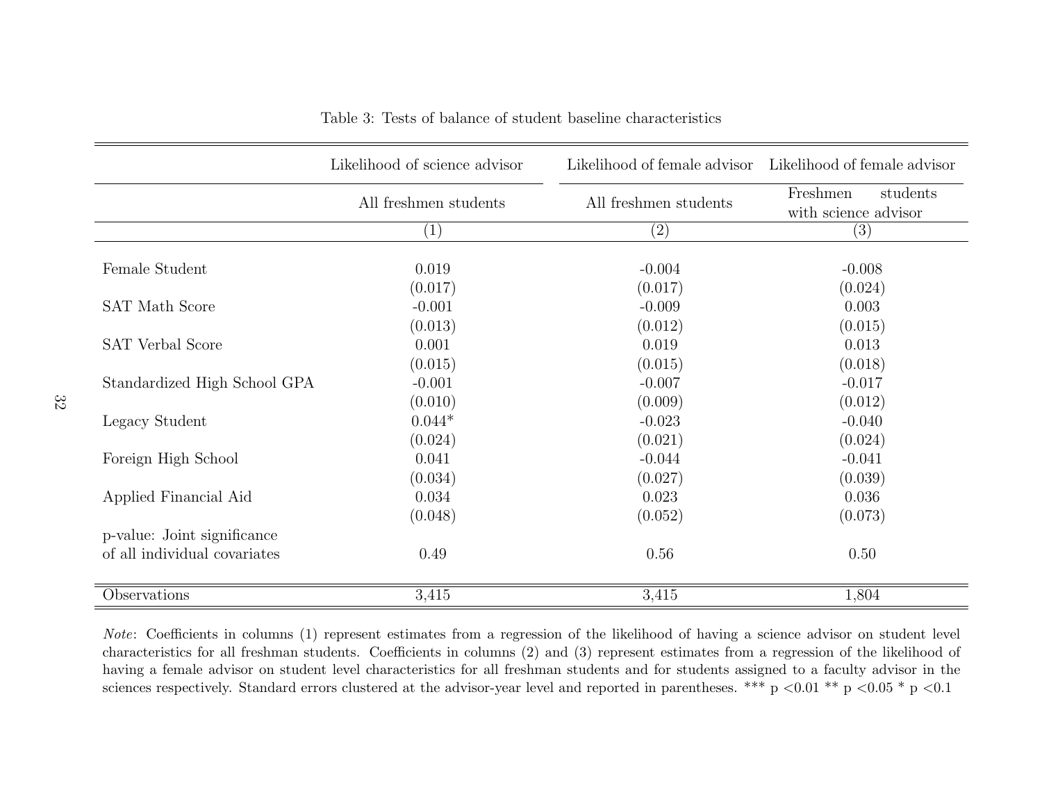Table 3: Tests of balance of student baseline characteristics

| | Likelihood of science advisor | Likelihood of female advisor | Likelihood of female advisor |
|---|---|---|---|
| | All freshmen students | All freshmen students | Freshmen students with science advisor |
| | (1) | (2) | (3) |
| Female Student | 0.019 | -0.004 | -0.008 |
| | (0.017) | (0.017) | (0.024) |
| SAT Math Score | -0.001 | -0.009 | 0.003 |
| | (0.013) | (0.012) | (0.015) |
| SAT Verbal Score | 0.001 | 0.019 | 0.013 |
| | (0.015) | (0.015) | (0.018) |
| Standardized High School GPA | -0.001 | -0.007 | -0.017 |
| | (0.010) | (0.009) | (0.012) |
| Legacy Student | 0.044* | -0.023 | -0.040 |
| | (0.024) | (0.021) | (0.024) |
| Foreign High School | 0.041 | -0.044 | -0.041 |
| | (0.034) | (0.027) | (0.039) |
| Applied Financial Aid | 0.034 | 0.023 | 0.036 |
| | (0.048) | (0.052) | (0.073) |
| p-value: Joint significance of all individual covariates | 0.49 | 0.56 | 0.50 |
| Observations | 3,415 | 3,415 | 1,804 |

*Note*: Coefficients in columns (1) represent estimates from a regression of the likelihood of having a science advisor on student level characteristics for all freshman students. Coefficients in columns (2) and (3) represent estimates from a regression of the likelihood of having a female advisor on student level characteristics for all freshman students and for students assigned to a faculty advisor in the sciences respectively. Standard errors clustered at the advisor-year level and reported in parentheses. *** p <0.01 ** p <0.05 * p <0.1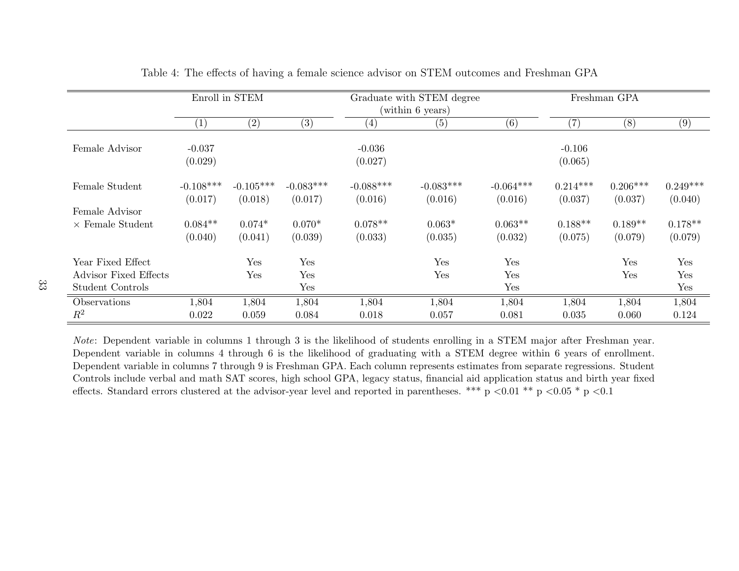Table 4: The effects of having a female science advisor on STEM outcomes and Freshman GPA

| | Enroll in STEM | | | Graduate with STEM degree (within 6 years) | | | Freshman GPA | | |
|---|---|---|---|---|---|---|---|---|---|
| | (1) | (2) | (3) | (4) | (5) | (6) | (7) | (8) | (9) |
| Female Advisor | -0.037 | | | -0.036 | | | -0.106 | | |
| | (0.029) | | | (0.027) | | | (0.065) | | |
| Female Student | -0.108*** | -0.105*** | -0.083*** | -0.088*** | -0.083*** | -0.064*** | 0.214*** | 0.206*** | 0.249*** |
| | (0.017) | (0.018) | (0.017) | (0.016) | (0.016) | (0.016) | (0.037) | (0.037) | (0.040) |
| Female Advisor × Female Student | 0.084** | 0.074* | 0.070* | 0.078** | 0.063* | 0.063** | 0.188** | 0.189** | 0.178** |
| | (0.040) | (0.041) | (0.039) | (0.033) | (0.035) | (0.032) | (0.075) | (0.079) | (0.079) |
| Year Fixed Effect | | Yes | Yes | | Yes | Yes | | Yes | Yes |
| Advisor Fixed Effects | | Yes | Yes | | Yes | Yes | | Yes | Yes |
| Student Controls | | | Yes | | | Yes | | | Yes |
| Observations | 1,804 | 1,804 | 1,804 | 1,804 | 1,804 | 1,804 | 1,804 | 1,804 | 1,804 |
| $R^2$ | 0.022 | 0.059 | 0.084 | 0.018 | 0.057 | 0.081 | 0.035 | 0.060 | 0.124 |

*Note*: Dependent variable in columns 1 through 3 is the likelihood of students enrolling in a STEM major after Freshman year. Dependent variable in columns 4 through 6 is the likelihood of graduating with a STEM degree within 6 years of enrollment. Dependent variable in columns 7 through 9 is Freshman GPA. Each column represents estimates from separate regressions. Student Controls include verbal and math SAT scores, high school GPA, legacy status, financial aid application status and birth year fixed effects. Standard errors clustered at the advisor-year level and reported in parentheses. *** p <0.01 ** p <0.05 * p <0.1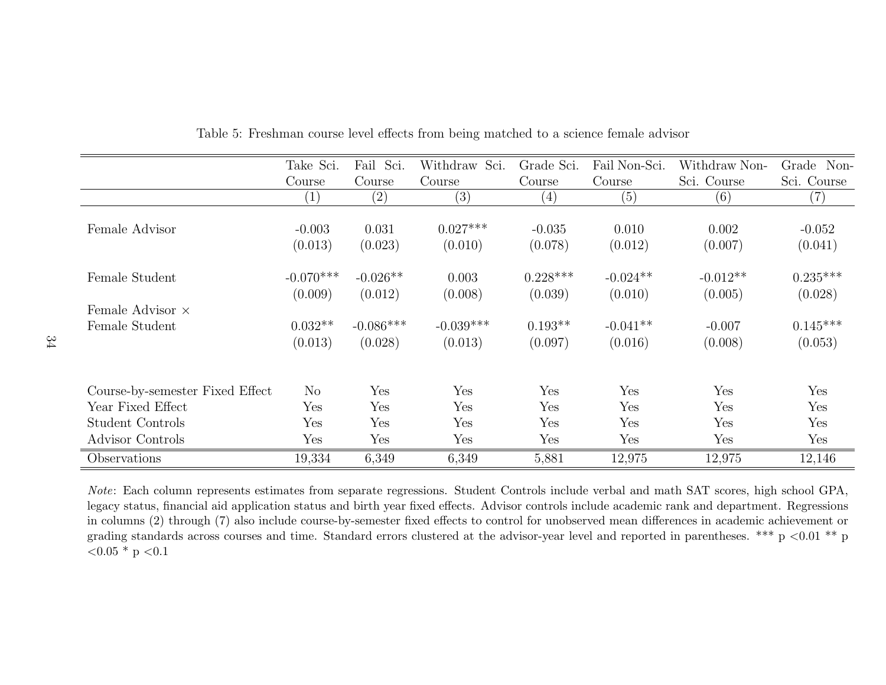Table 5: Freshman course level effects from being matched to a science female advisor

| | Take Sci. Course | Fail Sci. Course | Withdraw Sci. Course | Grade Sci. Course | Fail Non-Sci. Course | Withdraw Non-Sci. Course | Grade Non-Sci. Course |
|---|---|---|---|---|---|---|---|
| | (1) | (2) | (3) | (4) | (5) | (6) | (7) |
| Female Advisor | -0.003 | 0.031 | 0.027*** | -0.035 | 0.010 | 0.002 | -0.052 |
| | (0.013) | (0.023) | (0.010) | (0.078) | (0.012) | (0.007) | (0.041) |
| Female Student | -0.070*** | -0.026** | 0.003 | 0.228*** | -0.024** | -0.012** | 0.235*** |
| | (0.009) | (0.012) | (0.008) | (0.039) | (0.010) | (0.005) | (0.028) |
| Female Advisor × Female Student | 0.032** | -0.086*** | -0.039*** | 0.193** | -0.041** | -0.007 | 0.145*** |
| | (0.013) | (0.028) | (0.013) | (0.097) | (0.016) | (0.008) | (0.053) |
| Course-by-semester Fixed Effect | No | Yes | Yes | Yes | Yes | Yes | Yes |
| Year Fixed Effect | Yes | Yes | Yes | Yes | Yes | Yes | Yes |
| Student Controls | Yes | Yes | Yes | Yes | Yes | Yes | Yes |
| Advisor Controls | Yes | Yes | Yes | Yes | Yes | Yes | Yes |
| Observations | 19,334 | 6,349 | 6,349 | 5,881 | 12,975 | 12,975 | 12,146 |

*Note*: Each column represents estimates from separate regressions. Student Controls include verbal and math SAT scores, high school GPA, legacy status, financial aid application status and birth year fixed effects. Advisor controls include academic rank and department. Regressions in columns (2) through (7) also include course-by-semester fixed effects to control for unobserved mean differences in academic achievement or grading standards across courses and time. Standard errors clustered at the advisor-year level and reported in parentheses. *** p <0.01 ** p <0.05 * p <0.1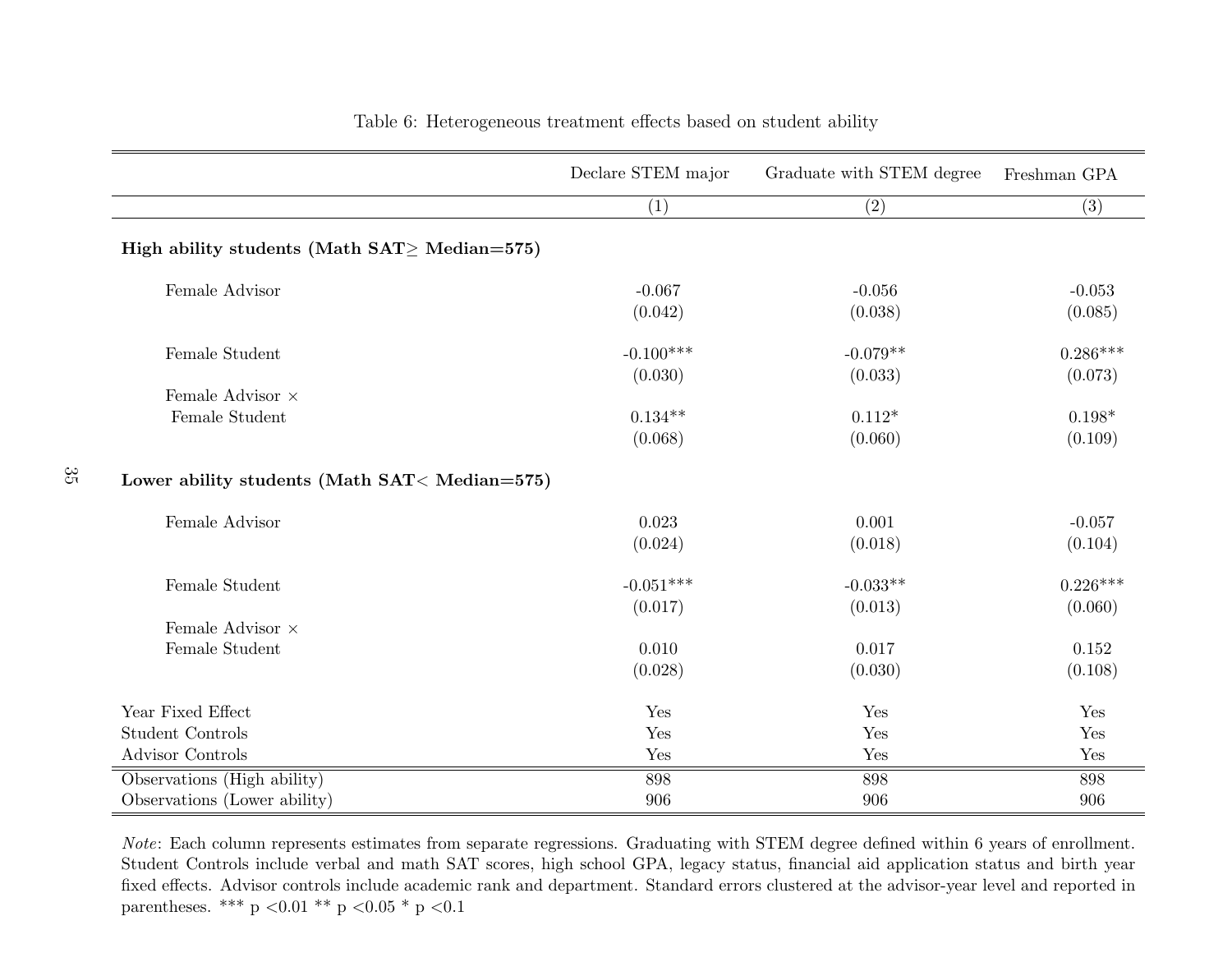Table 6: Heterogeneous treatment effects based on student ability

| | Declare STEM major | Graduate with STEM degree | Freshman GPA |
|---|---|---|---|
| | (1) | (2) | (3) |
| **High ability students (Math SAT≥ Median=575)** | | | |
| Female Advisor | -0.067 | -0.056 | -0.053 |
| | (0.042) | (0.038) | (0.085) |
| Female Student | -0.100*** | -0.079** | 0.286*** |
| | (0.030) | (0.033) | (0.073) |
| Female Advisor × Female Student | 0.134** | 0.112* | 0.198* |
| | (0.068) | (0.060) | (0.109) |
| **Lower ability students (Math SAT< Median=575)** | | | |
| Female Advisor | 0.023 | 0.001 | -0.057 |
| | (0.024) | (0.018) | (0.104) |
| Female Student | -0.051*** | -0.033** | 0.226*** |
| | (0.017) | (0.013) | (0.060) |
| Female Advisor × Female Student | 0.010 | 0.017 | 0.152 |
| | (0.028) | (0.030) | (0.108) |
| Year Fixed Effect | Yes | Yes | Yes |
| Student Controls | Yes | Yes | Yes |
| Advisor Controls | Yes | Yes | Yes |
| Observations (High ability) | 898 | 898 | 898 |
| Observations (Lower ability) | 906 | 906 | 906 |

*Note*: Each column represents estimates from separate regressions. Graduating with STEM degree defined within 6 years of enrollment. Student Controls include verbal and math SAT scores, high school GPA, legacy status, financial aid application status and birth year fixed effects. Advisor controls include academic rank and department. Standard errors clustered at the advisor-year level and reported in parentheses. *** p <0.01 ** p <0.05 * p <0.1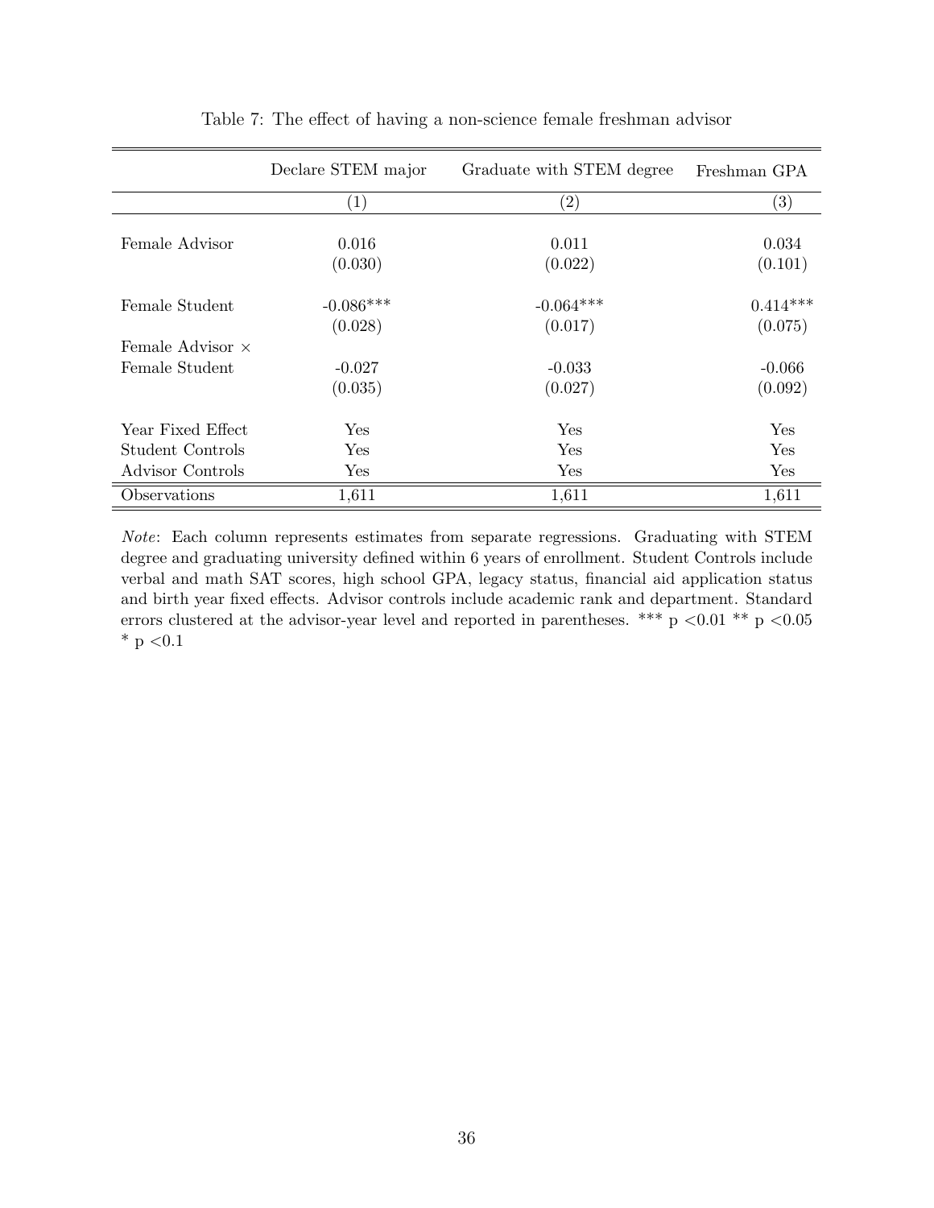Table 7: The effect of having a non-science female freshman advisor

| | Declare STEM major | Graduate with STEM degree | Freshman GPA |
|---|---|---|---|
| | (1) | (2) | (3) |
| Female Advisor | 0.016 | 0.011 | 0.034 |
| | (0.030) | (0.022) | (0.101) |
| Female Student | -0.086*** | -0.064*** | 0.414*** |
| | (0.028) | (0.017) | (0.075) |
| Female Advisor × Female Student | -0.027 | -0.033 | -0.066 |
| | (0.035) | (0.027) | (0.092) |
| Year Fixed Effect | Yes | Yes | Yes |
| Student Controls | Yes | Yes | Yes |
| Advisor Controls | Yes | Yes | Yes |
| Observations | 1,611 | 1,611 | 1,611 |

*Note*: Each column represents estimates from separate regressions. Graduating with STEM degree and graduating university defined within 6 years of enrollment. Student Controls include verbal and math SAT scores, high school GPA, legacy status, financial aid application status and birth year fixed effects. Advisor controls include academic rank and department. Standard errors clustered at the advisor-year level and reported in parentheses. *** $p < 0.01$ ** $p < 0.05$ * $p < 0.1$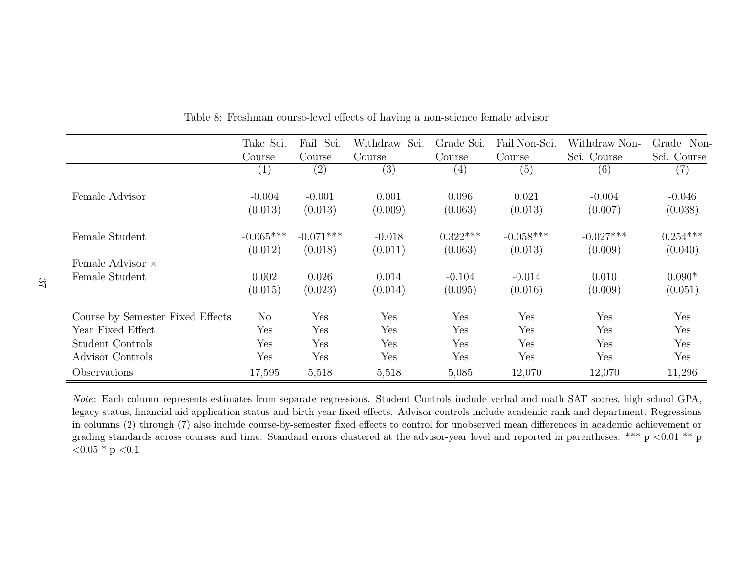Table 8: Freshman course-level effects of having a non-science female advisor

| | Take Sci. Course | Fail Sci. Course | Withdraw Sci. Course | Grade Sci. Course | Fail Non-Sci. Course | Withdraw Non-Sci. Course | Grade Non-Sci. Course |
|---|---|---|---|---|---|---|---|
| | (1) | (2) | (3) | (4) | (5) | (6) | (7) |
| Female Advisor | -0.004 | -0.001 | 0.001 | 0.096 | 0.021 | -0.004 | -0.046 |
| | (0.013) | (0.013) | (0.009) | (0.063) | (0.013) | (0.007) | (0.038) |
| Female Student | -0.065*** | -0.071*** | -0.018 | 0.322*** | -0.058*** | -0.027*** | 0.254*** |
| | (0.012) | (0.018) | (0.011) | (0.063) | (0.013) | (0.009) | (0.040) |
| Female Advisor × Female Student | 0.002 | 0.026 | 0.014 | -0.104 | -0.014 | 0.010 | 0.090* |
| | (0.015) | (0.023) | (0.014) | (0.095) | (0.016) | (0.009) | (0.051) |
| Course by Semester Fixed Effects | No | Yes | Yes | Yes | Yes | Yes | Yes |
| Year Fixed Effect | Yes | Yes | Yes | Yes | Yes | Yes | Yes |
| Student Controls | Yes | Yes | Yes | Yes | Yes | Yes | Yes |
| Advisor Controls | Yes | Yes | Yes | Yes | Yes | Yes | Yes |
| Observations | 17,595 | 5,518 | 5,518 | 5,085 | 12,070 | 12,070 | 11,296 |

*Note*: Each column represents estimates from separate regressions. Student Controls include verbal and math SAT scores, high school GPA, legacy status, financial aid application status and birth year fixed effects. Advisor controls include academic rank and department. Regressions in columns (2) through (7) also include course-by-semester fixed effects to control for unobserved mean differences in academic achievement or grading standards across courses and time. Standard errors clustered at the advisor-year level and reported in parentheses. *** p <0.01 ** p <0.05 * p <0.1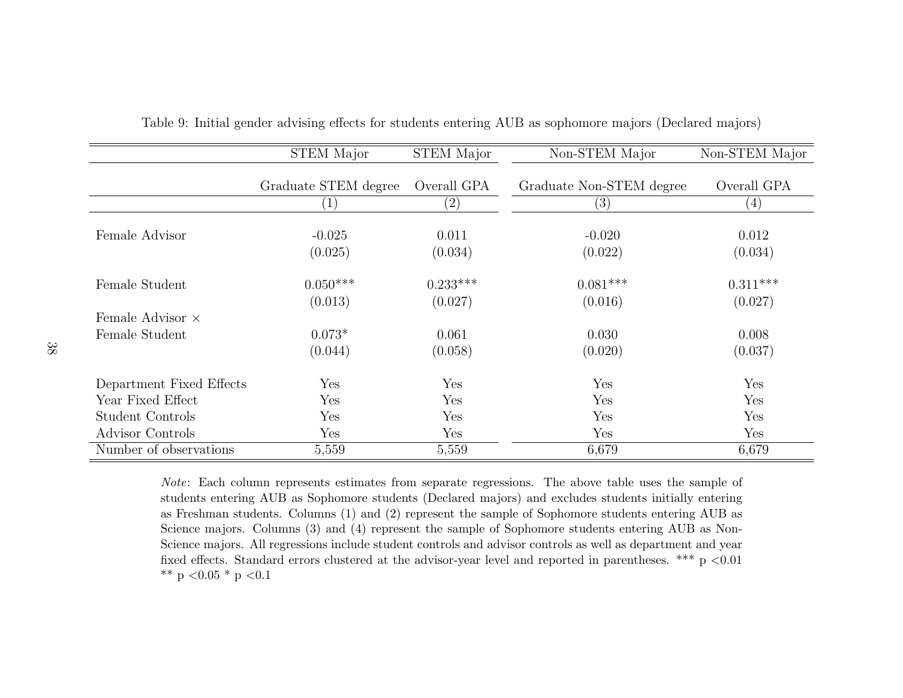Table 9: Initial gender advising effects for students entering AUB as sophomore majors (Declared majors)

| | STEM Major | STEM Major | Non-STEM Major | Non-STEM Major |
|---|---|---|---|---|
| | Graduate STEM degree | Overall GPA | Graduate Non-STEM degree | Overall GPA |
| | (1) | (2) | (3) | (4) |
| Female Advisor | -0.025 | 0.011 | -0.020 | 0.012 |
| | (0.025) | (0.034) | (0.022) | (0.034) |
| Female Student | 0.050*** | 0.233*** | 0.081*** | 0.311*** |
| | (0.013) | (0.027) | (0.016) | (0.027) |
| Female Advisor × Female Student | 0.073* | 0.061 | 0.030 | 0.008 |
| | (0.044) | (0.058) | (0.020) | (0.037) |
| Department Fixed Effects | Yes | Yes | Yes | Yes |
| Year Fixed Effect | Yes | Yes | Yes | Yes |
| Student Controls | Yes | Yes | Yes | Yes |
| Advisor Controls | Yes | Yes | Yes | Yes |
| Number of observations | 5,559 | 5,559 | 6,679 | 6,679 |

*Note*: Each column represents estimates from separate regressions. The above table uses the sample of students entering AUB as Sophomore students (Declared majors) and excludes students initially entering as Freshman students. Columns (1) and (2) represent the sample of Sophomore students entering AUB as Science majors. Columns (3) and (4) represent the sample of Sophomore students entering AUB as Non-Science majors. All regressions include student controls and advisor controls as well as department and year fixed effects. Standard errors clustered at the advisor-year level and reported in parentheses. *** p <0.01 ** p <0.05 * p <0.1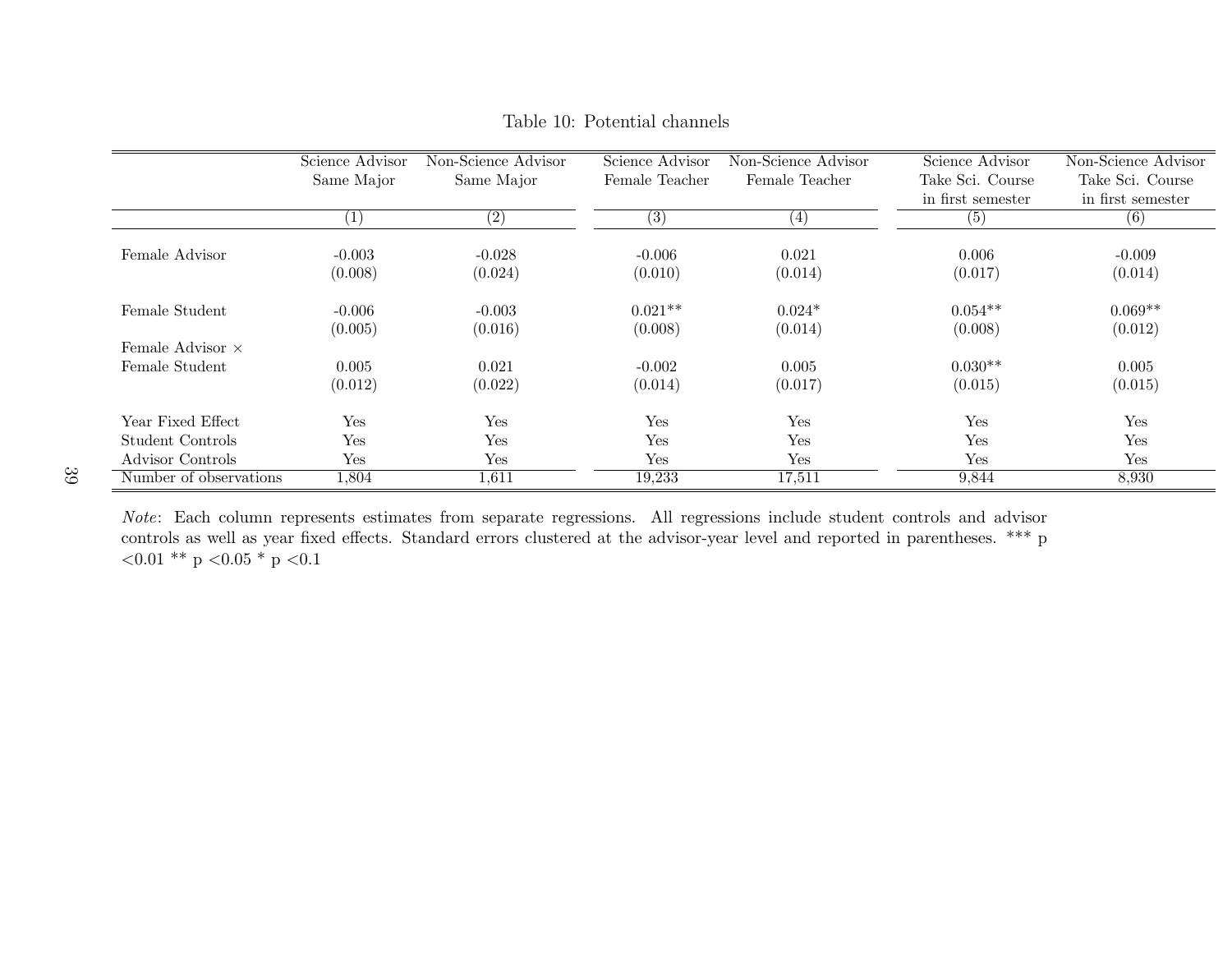Table 10: Potential channels

| | Science Advisor Same Major | Non-Science Advisor Same Major | Science Advisor Female Teacher | Non-Science Advisor Female Teacher | Science Advisor Take Sci. Course in first semester | Non-Science Advisor Take Sci. Course in first semester |
|---|---|---|---|---|---|---|
| | (1) | (2) | (3) | (4) | (5) | (6) |
| Female Advisor | -0.003 | -0.028 | -0.006 | 0.021 | 0.006 | -0.009 |
| | (0.008) | (0.024) | (0.010) | (0.014) | (0.017) | (0.014) |
| Female Student | -0.006 | -0.003 | 0.021** | 0.024* | 0.054** | 0.069** |
| | (0.005) | (0.016) | (0.008) | (0.014) | (0.008) | (0.012) |
| Female Advisor × Female Student | 0.005 | 0.021 | -0.002 | 0.005 | 0.030** | 0.005 |
| | (0.012) | (0.022) | (0.014) | (0.017) | (0.015) | (0.015) |
| Year Fixed Effect | Yes | Yes | Yes | Yes | Yes | Yes |
| Student Controls | Yes | Yes | Yes | Yes | Yes | Yes |
| Advisor Controls | Yes | Yes | Yes | Yes | Yes | Yes |
| Number of observations | 1,804 | 1,611 | 19,233 | 17,511 | 9,844 | 8,930 |

*Note*: Each column represents estimates from separate regressions. All regressions include student controls and advisor controls as well as year fixed effects. Standard errors clustered at the advisor-year level and reported in parentheses. *** p <0.01 ** p <0.05 * p <0.1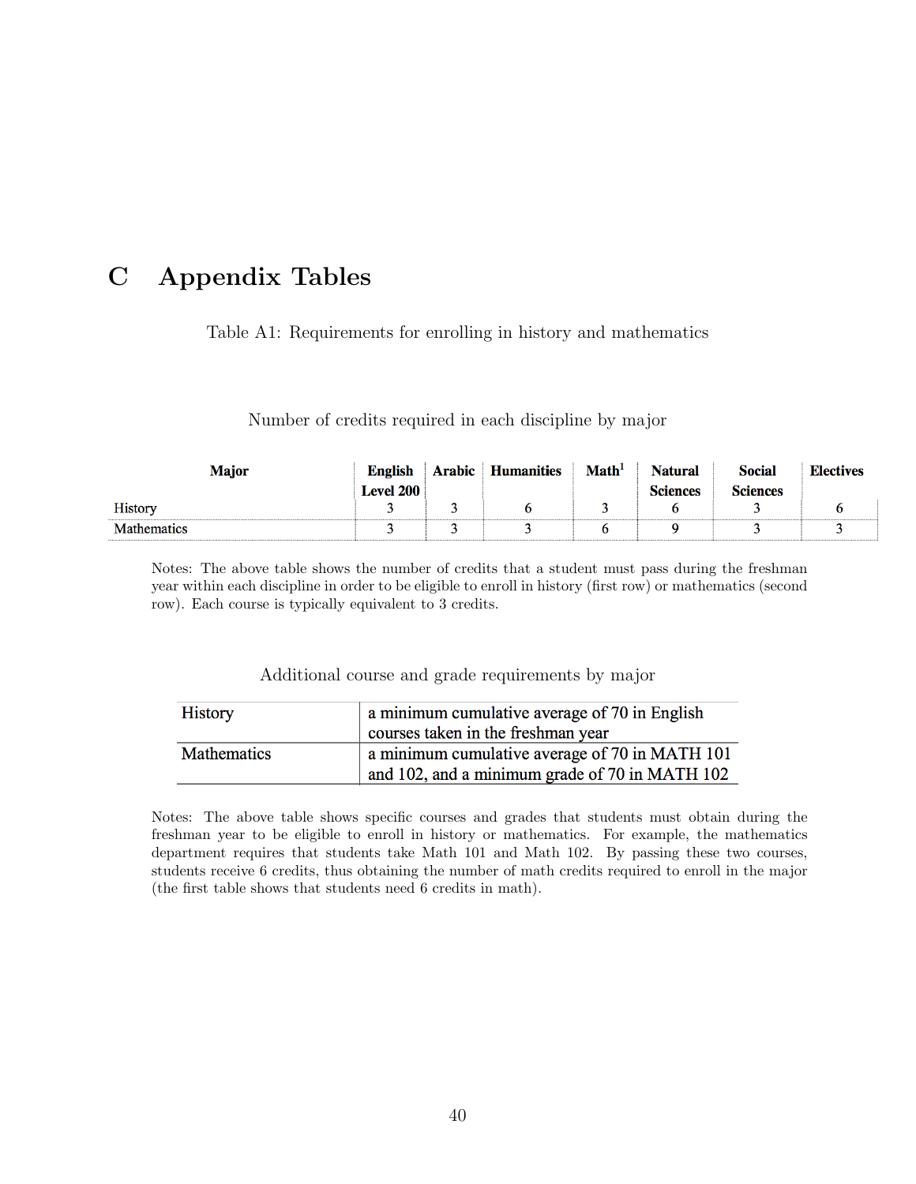# C Appendix Tables

Table A1: Requirements for enrolling in history and mathematics

Number of credits required in each discipline by major

| Major | English Level 200 | Arabic | Humanities | Math[1] | Natural Sciences | Social Sciences | Electives |
|---|---|---|---|---|---|---|---|
| History | 3 | 3 | 6 | 3 | 6 | 3 | 6 |
| Mathematics | 3 | 3 | 3 | 6 | 9 | 3 | 3 |

Notes: The above table shows the number of credits that a student must pass during the freshman year within each discipline in order to be eligible to enroll in history (first row) or mathematics (second row). Each course is typically equivalent to 3 credits.

Additional course and grade requirements by major

| | |
|---|---|
| History | a minimum cumulative average of 70 in English courses taken in the freshman year |
| Mathematics | a minimum cumulative average of 70 in MATH 101 and 102, and a minimum grade of 70 in MATH 102 |

Notes: The above table shows specific courses and grades that students must obtain during the freshman year to be eligible to enroll in history or mathematics. For example, the mathematics department requires that students take Math 101 and Math 102. By passing these two courses, students receive 6 credits, thus obtaining the number of math credits required to enroll in the major (the first table shows that students need 6 credits in math).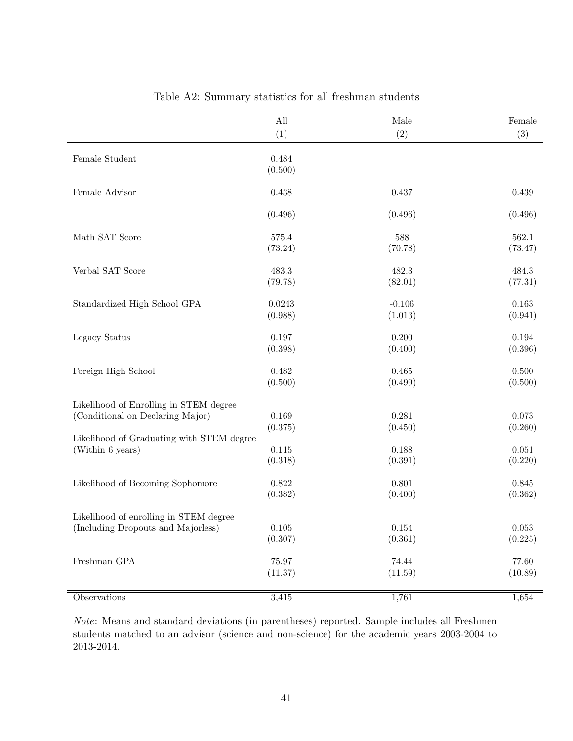Table A2: Summary statistics for all freshman students

| | All | Male | Female |
|---|---|---|---|
| | (1) | (2) | (3) |
| Female Student | 0.484 | | |
| | (0.500) | | |
| Female Advisor | 0.438 | 0.437 | 0.439 |
| | (0.496) | (0.496) | (0.496) |
| Math SAT Score | 575.4 | 588 | 562.1 |
| | (73.24) | (70.78) | (73.47) |
| Verbal SAT Score | 483.3 | 482.3 | 484.3 |
| | (79.78) | (82.01) | (77.31) |
| Standardized High School GPA | 0.0243 | -0.106 | 0.163 |
| | (0.988) | (1.013) | (0.941) |
| Legacy Status | 0.197 | 0.200 | 0.194 |
| | (0.398) | (0.400) | (0.396) |
| Foreign High School | 0.482 | 0.465 | 0.500 |
| | (0.500) | (0.499) | (0.500) |
| Likelihood of Enrolling in STEM degree (Conditional on Declaring Major) | 0.169 | 0.281 | 0.073 |
| | (0.375) | (0.450) | (0.260) |
| Likelihood of Graduating with STEM degree (Within 6 years) | 0.115 | 0.188 | 0.051 |
| | (0.318) | (0.391) | (0.220) |
| Likelihood of Becoming Sophomore | 0.822 | 0.801 | 0.845 |
| | (0.382) | (0.400) | (0.362) |
| Likelihood of enrolling in STEM degree (Including Dropouts and Majorless) | 0.105 | 0.154 | 0.053 |
| | (0.307) | (0.361) | (0.225) |
| Freshman GPA | 75.97 | 74.44 | 77.60 |
| | (11.37) | (11.59) | (10.89) |
| Observations | 3,415 | 1,761 | 1,654 |

*Note*: Means and standard deviations (in parentheses) reported. Sample includes all Freshmen students matched to an advisor (science and non-science) for the academic years 2003-2004 to 2013-2014.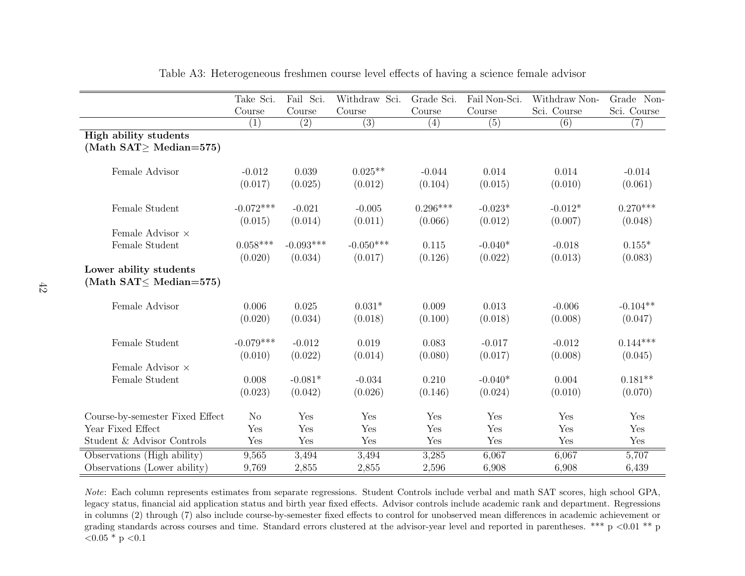Table A3: Heterogeneous freshmen course level effects of having a science female advisor

| | Take Sci. Course | Fail Sci. Course | Withdraw Sci. Course | Grade Sci. Course | Fail Non-Sci. Course | Withdraw Non-Sci. Course | Grade Non-Sci. Course |
|---|---|---|---|---|---|---|---|
| | (1) | (2) | (3) | (4) | (5) | (6) | (7) |
| **High ability students (Math SAT≥ Median=575)** | | | | | | | |
| Female Advisor | -0.012 | 0.039 | 0.025** | -0.044 | 0.014 | 0.014 | -0.014 |
| | (0.017) | (0.025) | (0.012) | (0.104) | (0.015) | (0.010) | (0.061) |
| Female Student | -0.072*** | -0.021 | -0.005 | 0.296*** | -0.023* | -0.012* | 0.270*** |
| | (0.015) | (0.014) | (0.011) | (0.066) | (0.012) | (0.007) | (0.048) |
| Female Advisor × Female Student | 0.058*** | -0.093*** | -0.050*** | 0.115 | -0.040* | -0.018 | 0.155* |
| | (0.020) | (0.034) | (0.017) | (0.126) | (0.022) | (0.013) | (0.083) |
| **Lower ability students (Math SAT≤ Median=575)** | | | | | | | |
| Female Advisor | 0.006 | 0.025 | 0.031* | 0.009 | 0.013 | -0.006 | -0.104** |
| | (0.020) | (0.034) | (0.018) | (0.100) | (0.018) | (0.008) | (0.047) |
| Female Student | -0.079*** | -0.012 | 0.019 | 0.083 | -0.017 | -0.012 | 0.144*** |
| | (0.010) | (0.022) | (0.014) | (0.080) | (0.017) | (0.008) | (0.045) |
| Female Advisor × Female Student | 0.008 | -0.081* | -0.034 | 0.210 | -0.040* | 0.004 | 0.181** |
| | (0.023) | (0.042) | (0.026) | (0.146) | (0.024) | (0.010) | (0.070) |
| Course-by-semester Fixed Effect | No | Yes | Yes | Yes | Yes | Yes | Yes |
| Year Fixed Effect | Yes | Yes | Yes | Yes | Yes | Yes | Yes |
| Student & Advisor Controls | Yes | Yes | Yes | Yes | Yes | Yes | Yes |
| Observations (High ability) | 9,565 | 3,494 | 3,494 | 3,285 | 6,067 | 6,067 | 5,707 |
| Observations (Lower ability) | 9,769 | 2,855 | 2,855 | 2,596 | 6,908 | 6,908 | 6,439 |

*Note*: Each column represents estimates from separate regressions. Student Controls include verbal and math SAT scores, high school GPA, legacy status, financial aid application status and birth year fixed effects. Advisor controls include academic rank and department. Regressions in columns (2) through (7) also include course-by-semester fixed effects to control for unobserved mean differences in academic achievement or grading standards across courses and time. Standard errors clustered at the advisor-year level and reported in parentheses. *** p <0.01 ** p <0.05 * p <0.1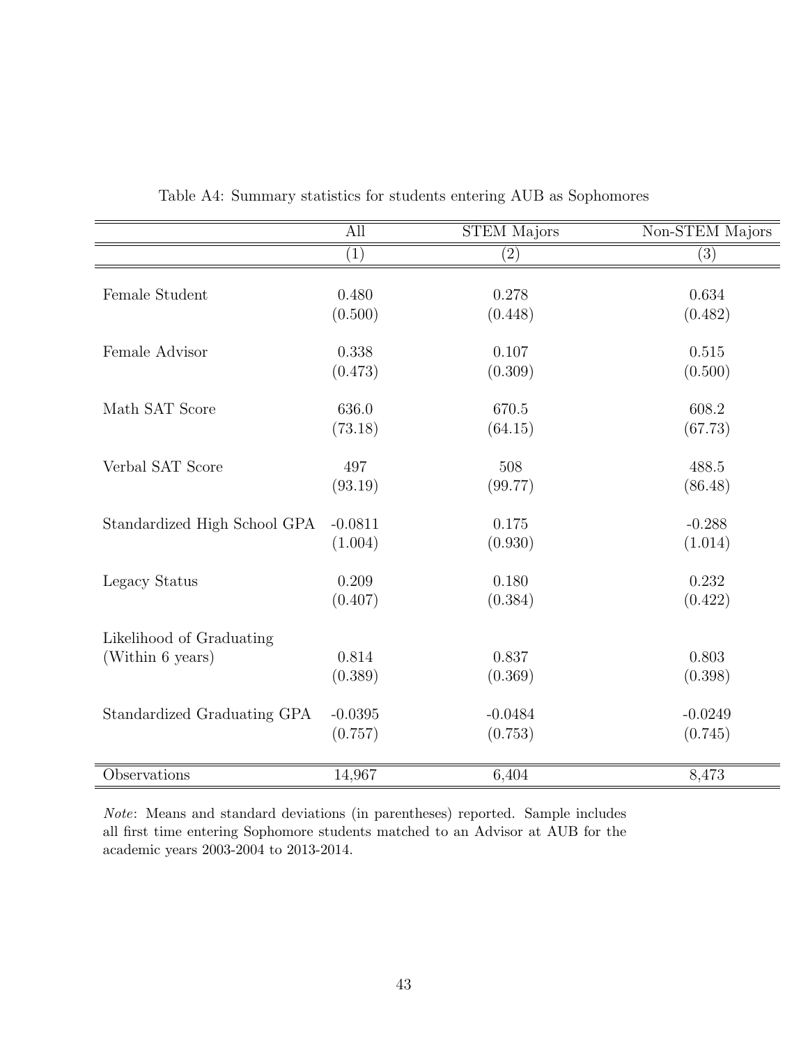Table A4: Summary statistics for students entering AUB as Sophomores

| | All | STEM Majors | Non-STEM Majors |
|---|---|---|---|
| | (1) | (2) | (3) |
| Female Student | 0.480 | 0.278 | 0.634 |
| | (0.500) | (0.448) | (0.482) |
| Female Advisor | 0.338 | 0.107 | 0.515 |
| | (0.473) | (0.309) | (0.500) |
| Math SAT Score | 636.0 | 670.5 | 608.2 |
| | (73.18) | (64.15) | (67.73) |
| Verbal SAT Score | 497 | 508 | 488.5 |
| | (93.19) | (99.77) | (86.48) |
| Standardized High School GPA | -0.0811 | 0.175 | -0.288 |
| | (1.004) | (0.930) | (1.014) |
| Legacy Status | 0.209 | 0.180 | 0.232 |
| | (0.407) | (0.384) | (0.422) |
| Likelihood of Graduating (Within 6 years) | 0.814 | 0.837 | 0.803 |
| | (0.389) | (0.369) | (0.398) |
| Standardized Graduating GPA | -0.0395 | -0.0484 | -0.0249 |
| | (0.757) | (0.753) | (0.745) |
| Observations | 14,967 | 6,404 | 8,473 |

*Note*: Means and standard deviations (in parentheses) reported. Sample includes all first time entering Sophomore students matched to an Advisor at AUB for the academic years 2003-2004 to 2013-2014.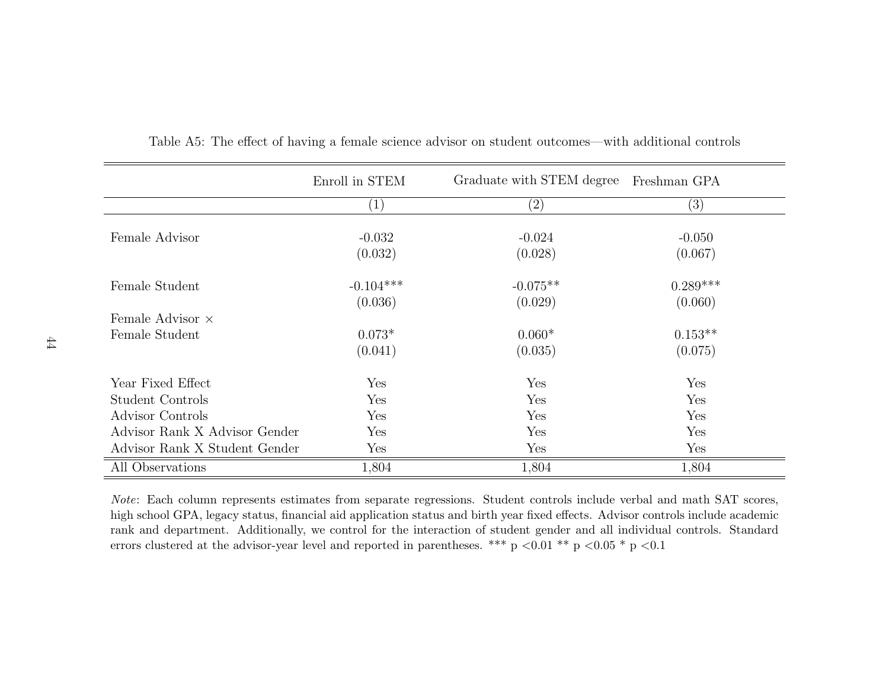Table A5: The effect of having a female science advisor on student outcomes—with additional controls

| | Enroll in STEM | Graduate with STEM degree | Freshman GPA |
|---|---|---|---|
| | (1) | (2) | (3) |
| Female Advisor | -0.032 | -0.024 | -0.050 |
| | (0.032) | (0.028) | (0.067) |
| Female Student | -0.104*** | -0.075** | 0.289*** |
| | (0.036) | (0.029) | (0.060) |
| Female Advisor × Female Student | 0.073* | 0.060* | 0.153** |
| | (0.041) | (0.035) | (0.075) |
| Year Fixed Effect | Yes | Yes | Yes |
| Student Controls | Yes | Yes | Yes |
| Advisor Controls | Yes | Yes | Yes |
| Advisor Rank X Advisor Gender | Yes | Yes | Yes |
| Advisor Rank X Student Gender | Yes | Yes | Yes |
| All Observations | 1,804 | 1,804 | 1,804 |

*Note*: Each column represents estimates from separate regressions. Student controls include verbal and math SAT scores, high school GPA, legacy status, financial aid application status and birth year fixed effects. Advisor controls include academic rank and department. Additionally, we control for the interaction of student gender and all individual controls. Standard errors clustered at the advisor-year level and reported in parentheses. *** p <0.01 ** p <0.05 * p <0.1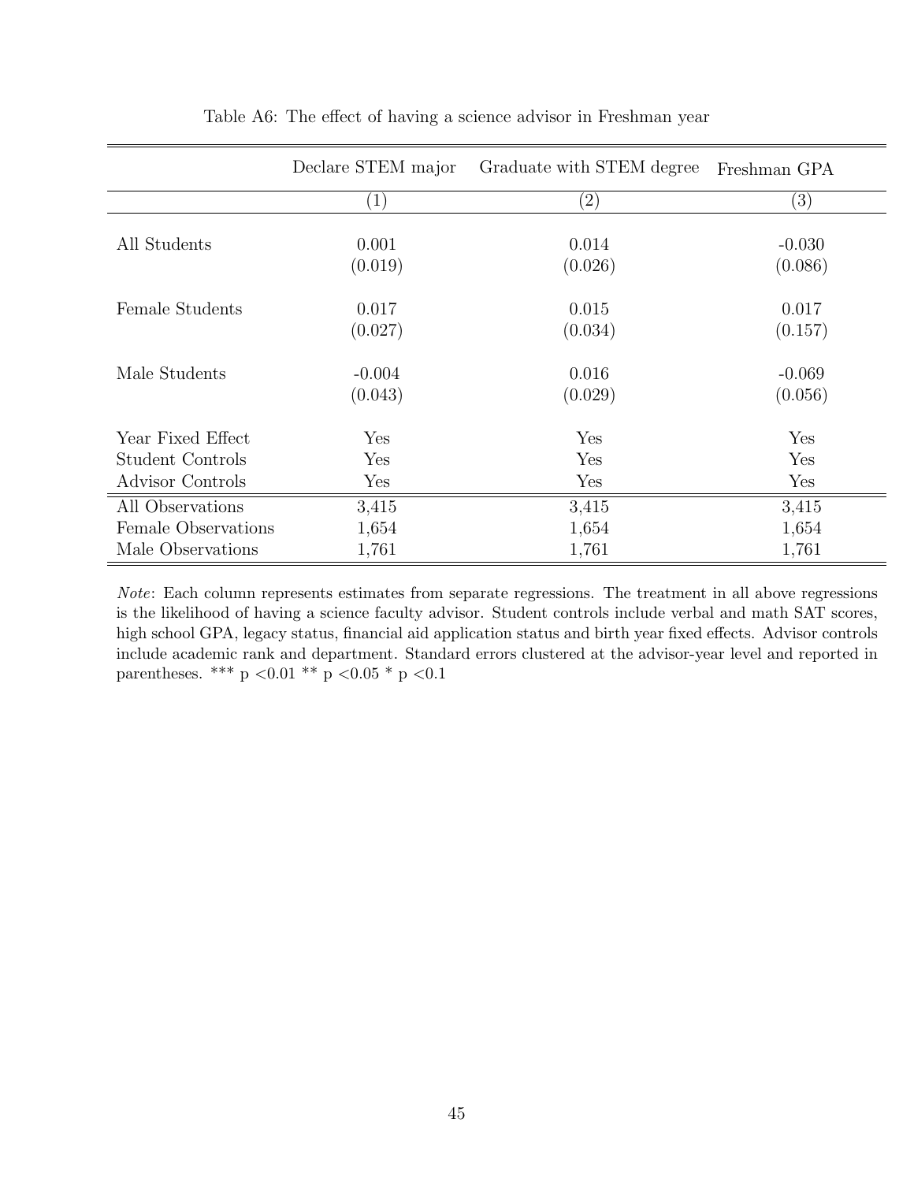Table A6: The effect of having a science advisor in Freshman year

| | Declare STEM major | Graduate with STEM degree | Freshman GPA |
|---|---|---|---|
| | (1) | (2) | (3) |
| All Students | 0.001 | 0.014 | -0.030 |
| | (0.019) | (0.026) | (0.086) |
| Female Students | 0.017 | 0.015 | 0.017 |
| | (0.027) | (0.034) | (0.157) |
| Male Students | -0.004 | 0.016 | -0.069 |
| | (0.043) | (0.029) | (0.056) |
| Year Fixed Effect | Yes | Yes | Yes |
| Student Controls | Yes | Yes | Yes |
| Advisor Controls | Yes | Yes | Yes |
| All Observations | 3,415 | 3,415 | 3,415 |
| Female Observations | 1,654 | 1,654 | 1,654 |
| Male Observations | 1,761 | 1,761 | 1,761 |

*Note*: Each column represents estimates from separate regressions. The treatment in all above regressions is the likelihood of having a science faculty advisor. Student controls include verbal and math SAT scores, high school GPA, legacy status, financial aid application status and birth year fixed effects. Advisor controls include academic rank and department. Standard errors clustered at the advisor-year level and reported in parentheses. *** p <0.01 ** p <0.05 * p <0.1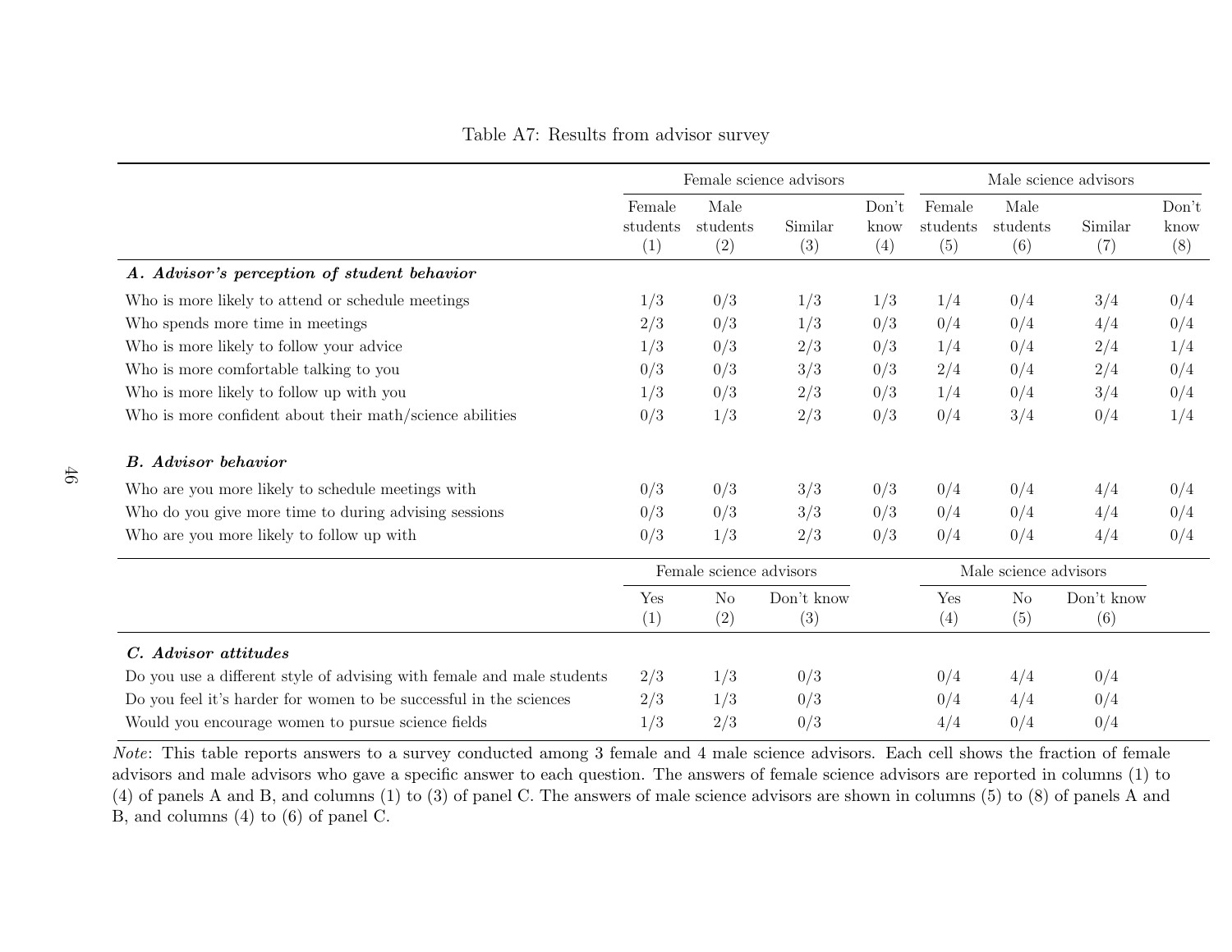Table A7: Results from advisor survey

| | Female science advisors | | | | Male science advisors | | | |
|---|---|---|---|---|---|---|---|---|
| | Female students (1) | Male students (2) | Similar (3) | Don't know (4) | Female students (5) | Male students (6) | Similar (7) | Don't know (8) |
| ***A. Advisor's perception of student behavior*** | | | | | | | | |
| Who is more likely to attend or schedule meetings | 1/3 | 0/3 | 1/3 | 1/3 | 1/4 | 0/4 | 3/4 | 0/4 |
| Who spends more time in meetings | 2/3 | 0/3 | 1/3 | 0/3 | 0/4 | 0/4 | 4/4 | 0/4 |
| Who is more likely to follow your advice | 1/3 | 0/3 | 2/3 | 0/3 | 1/4 | 0/4 | 2/4 | 1/4 |
| Who is more comfortable talking to you | 0/3 | 0/3 | 3/3 | 0/3 | 2/4 | 0/4 | 2/4 | 0/4 |
| Who is more likely to follow up with you | 1/3 | 0/3 | 2/3 | 0/3 | 1/4 | 0/4 | 3/4 | 0/4 |
| Who is more confident about their math/science abilities | 0/3 | 1/3 | 2/3 | 0/3 | 0/4 | 3/4 | 0/4 | 1/4 |
| ***B. Advisor behavior*** | | | | | | | | |
| Who are you more likely to schedule meetings with | 0/3 | 0/3 | 3/3 | 0/3 | 0/4 | 0/4 | 4/4 | 0/4 |
| Who do you give more time to during advising sessions | 0/3 | 0/3 | 3/3 | 0/3 | 0/4 | 0/4 | 4/4 | 0/4 |
| Who are you more likely to follow up with | 0/3 | 1/3 | 2/3 | 0/3 | 0/4 | 0/4 | 4/4 | 0/4 |

| | Female science advisors | | | Male science advisors | | |
|---|---|---|---|---|---|---|
| | Yes (1) | No (2) | Don't know (3) | Yes (4) | No (5) | Don't know (6) |
| ***C. Advisor attitudes*** | | | | | | |
| Do you use a different style of advising with female and male students | 2/3 | 1/3 | 0/3 | 0/4 | 4/4 | 0/4 |
| Do you feel it's harder for women to be successful in the sciences | 2/3 | 1/3 | 0/3 | 0/4 | 4/4 | 0/4 |
| Would you encourage women to pursue science fields | 1/3 | 2/3 | 0/3 | 4/4 | 0/4 | 0/4 |

*Note*: This table reports answers to a survey conducted among 3 female and 4 male science advisors. Each cell shows the fraction of female advisors and male advisors who gave a specific answer to each question. The answers of female science advisors are reported in columns (1) to (4) of panels A and B, and columns (1) to (3) of panel C. The answers of male science advisors are shown in columns (5) to (8) of panels A and B, and columns (4) to (6) of panel C.